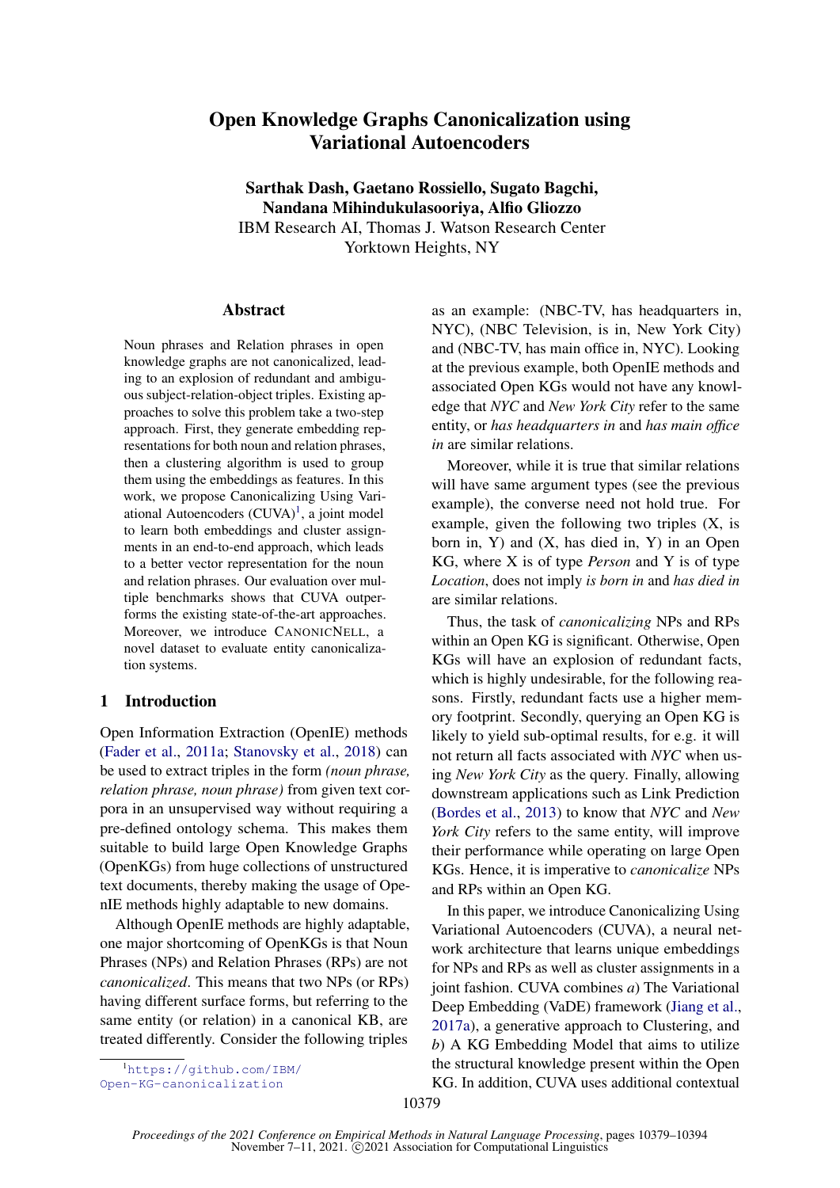# Open Knowledge Graphs Canonicalization using Variational Autoencoders

**Sarthak Dash, Gaetano Rossiello, Sugato Bagchi, Nandana Mihindukulasooriya, Alfio Gliozzo**
IBM Research AI, Thomas J. Watson Research Center
Yorktown Heights, NY

## Abstract

Noun phrases and Relation phrases in open knowledge graphs are not canonicalized, leading to an explosion of redundant and ambiguous subject-relation-object triples. Existing approaches to solve this problem take a two-step approach. First, they generate embedding representations for both noun and relation phrases, then a clustering algorithm is used to group them using the embeddings as features. In this work, we propose Canonicalizing Using Variational Autoencoders (CUVA)[1], a joint model to learn both embeddings and cluster assignments in an end-to-end approach, which leads to a better vector representation for the noun and relation phrases. Our evaluation over multiple benchmarks shows that CUVA outperforms the existing state-of-the-art approaches. Moreover, we introduce CANONICNELL, a novel dataset to evaluate entity canonicalization systems.

## 1 Introduction

Open Information Extraction (OpenIE) methods (Fader et al., 2011a; Stanovsky et al., 2018) can be used to extract triples in the form *(noun phrase, relation phrase, noun phrase)* from given text corpora in an unsupervised way without requiring a pre-defined ontology schema. This makes them suitable to build large Open Knowledge Graphs (OpenKGs) from huge collections of unstructured text documents, thereby making the usage of OpenIE methods highly adaptable to new domains.

Although OpenIE methods are highly adaptable, one major shortcoming of OpenKGs is that Noun Phrases (NPs) and Relation Phrases (RPs) are not *canonicalized*. This means that two NPs (or RPs) having different surface forms, but referring to the same entity (or relation) in a canonical KB, are treated differently. Consider the following triples as an example: (NBC-TV, has headquarters in, NYC), (NBC Television, is in, New York City) and (NBC-TV, has main office in, NYC). Looking at the previous example, both OpenIE methods and associated Open KGs would not have any knowledge that *NYC* and *New York City* refer to the same entity, or *has headquarters in* and *has main office in* are similar relations.

Moreover, while it is true that similar relations will have same argument types (see the previous example), the converse need not hold true. For example, given the following two triples (X, is born in, Y) and (X, has died in, Y) in an Open KG, where X is of type *Person* and Y is of type *Location*, does not imply *is born in* and *has died in* are similar relations.

Thus, the task of *canonicalizing* NPs and RPs within an Open KG is significant. Otherwise, Open KGs will have an explosion of redundant facts, which is highly undesirable, for the following reasons. Firstly, redundant facts use a higher memory footprint. Secondly, querying an Open KG is likely to yield sub-optimal results, for e.g. it will not return all facts associated with *NYC* when using *New York City* as the query. Finally, allowing downstream applications such as Link Prediction (Bordes et al., 2013) to know that *NYC* and *New York City* refers to the same entity, will improve their performance while operating on large Open KGs. Hence, it is imperative to *canonicalize* NPs and RPs within an Open KG.

In this paper, we introduce Canonicalizing Using Variational Autoencoders (CUVA), a neural network architecture that learns unique embeddings for NPs and RPs as well as cluster assignments in a joint fashion. CUVA combines *a)* The Variational Deep Embedding (VaDE) framework (Jiang et al., 2017a), a generative approach to Clustering, and *b)* A KG Embedding Model that aims to utilize the structural knowledge present within the Open KG. In addition, CUVA uses additional contextual

[1] https://github.com/IBM/Open-KG-canonicalization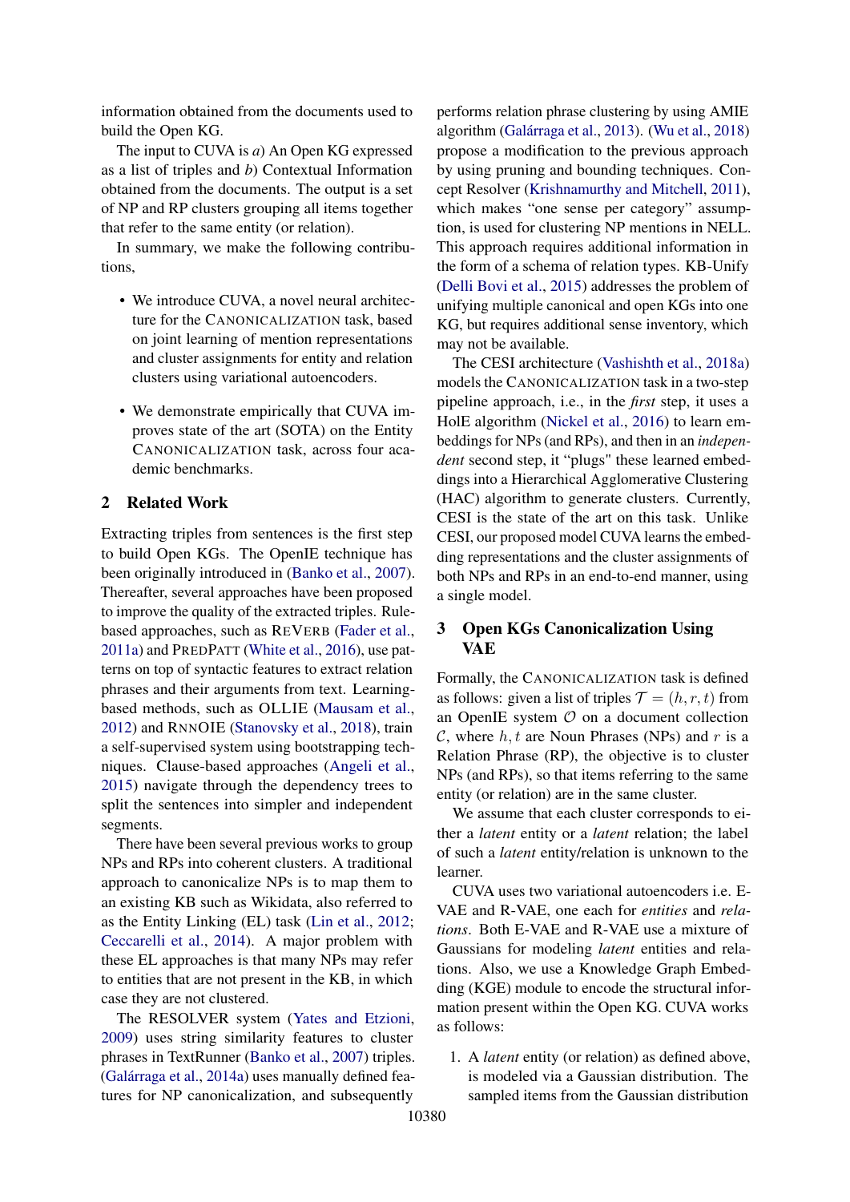information obtained from the documents used to build the Open KG.

The input to CUVA is *a*) An Open KG expressed as a list of triples and *b*) Contextual Information obtained from the documents. The output is a set of NP and RP clusters grouping all items together that refer to the same entity (or relation).

In summary, we make the following contributions,

- We introduce CUVA, a novel neural architecture for the CANONICALIZATION task, based on joint learning of mention representations and cluster assignments for entity and relation clusters using variational autoencoders.
- We demonstrate empirically that CUVA improves state of the art (SOTA) on the Entity CANONICALIZATION task, across four academic benchmarks.

## 2 Related Work

Extracting triples from sentences is the first step to build Open KGs. The OpenIE technique has been originally introduced in (Banko et al., 2007). Thereafter, several approaches have been proposed to improve the quality of the extracted triples. Rule-based approaches, such as REVERB (Fader et al., 2011a) and PREDPATT (White et al., 2016), use patterns on top of syntactic features to extract relation phrases and their arguments from text. Learning-based methods, such as OLLIE (Mausam et al., 2012) and RNNOIE (Stanovsky et al., 2018), train a self-supervised system using bootstrapping techniques. Clause-based approaches (Angeli et al., 2015) navigate through the dependency trees to split the sentences into simpler and independent segments.

There have been several previous works to group NPs and RPs into coherent clusters. A traditional approach to canonicalize NPs is to map them to an existing KB such as Wikidata, also referred to as the Entity Linking (EL) task (Lin et al., 2012; Ceccarelli et al., 2014). A major problem with these EL approaches is that many NPs may refer to entities that are not present in the KB, in which case they are not clustered.

The RESOLVER system (Yates and Etzioni, 2009) uses string similarity features to cluster phrases in TextRunner (Banko et al., 2007) triples. (Galárraga et al., 2014a) uses manually defined features for NP canonicalization, and subsequently performs relation phrase clustering by using AMIE algorithm (Galárraga et al., 2013). (Wu et al., 2018) propose a modification to the previous approach by using pruning and bounding techniques. Concept Resolver (Krishnamurthy and Mitchell, 2011), which makes "one sense per category" assumption, is used for clustering NP mentions in NELL. This approach requires additional information in the form of a schema of relation types. KB-Unify (Delli Bovi et al., 2015) addresses the problem of unifying multiple canonical and open KGs into one KG, but requires additional sense inventory, which may not be available.

The CESI architecture (Vashishth et al., 2018a) models the CANONICALIZATION task in a two-step pipeline approach, i.e., in the *first* step, it uses a HolE algorithm (Nickel et al., 2016) to learn embeddings for NPs (and RPs), and then in an *independent* second step, it "plugs" these learned embeddings into a Hierarchical Agglomerative Clustering (HAC) algorithm to generate clusters. Currently, CESI is the state of the art on this task. Unlike CESI, our proposed model CUVA learns the embedding representations and the cluster assignments of both NPs and RPs in an end-to-end manner, using a single model.

## 3 Open KGs Canonicalization Using VAE

Formally, the CANONICALIZATION task is defined as follows: given a list of triples $\mathcal{T} = (h, r, t)$ from an OpenIE system $\mathcal{O}$ on a document collection $\mathcal{C}$, where $h, t$ are Noun Phrases (NPs) and $r$ is a Relation Phrase (RP), the objective is to cluster NPs (and RPs), so that items referring to the same entity (or relation) are in the same cluster.

We assume that each cluster corresponds to either a *latent* entity or a *latent* relation; the label of such a *latent* entity/relation is unknown to the learner.

CUVA uses two variational autoencoders i.e. E-VAE and R-VAE, one each for *entities* and *relations*. Both E-VAE and R-VAE use a mixture of Gaussians for modeling *latent* entities and relations. Also, we use a Knowledge Graph Embedding (KGE) module to encode the structural information present within the Open KG. CUVA works as follows:

1. A *latent* entity (or relation) as defined above, is modeled via a Gaussian distribution. The sampled items from the Gaussian distribution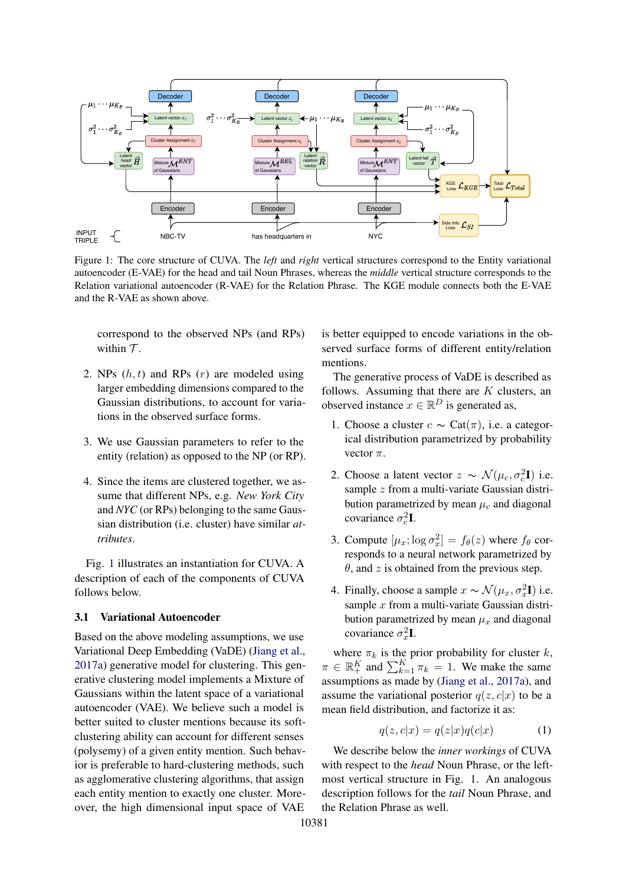Figure 1: The core structure of CUVA. The *left* and *right* vertical structures correspond to the Entity variational autoencoder (E-VAE) for the head and tail Noun Phrases, whereas the *middle* vertical structure corresponds to the Relation variational autoencoder (R-VAE) for the Relation Phrase. The KGE module connects both the E-VAE and the R-VAE as shown above.

correspond to the observed NPs (and RPs) within $\mathcal{T}$.

2. NPs $(h, t)$ and RPs $(r)$ are modeled using larger embedding dimensions compared to the Gaussian distributions, to account for variations in the observed surface forms.

3. We use Gaussian parameters to refer to the entity (relation) as opposed to the NP (or RP).

4. Since the items are clustered together, we assume that different NPs, e.g. *New York City* and *NYC* (or RPs) belonging to the same Gaussian distribution (i.e. cluster) have similar *attributes*.

Fig. 1 illustrates an instantiation for CUVA. A description of each of the components of CUVA follows below.

### 3.1 Variational Autoencoder

Based on the above modeling assumptions, we use Variational Deep Embedding (VaDE) (Jiang et al., 2017a) generative model for clustering. This generative clustering model implements a Mixture of Gaussians within the latent space of a variational autoencoder (VAE). We believe such a model is better suited to cluster mentions because its soft-clustering ability can account for different senses (polysemy) of a given entity mention. Such behavior is preferable to hard-clustering methods, such as agglomerative clustering algorithms, that assign each entity mention to exactly one cluster. Moreover, the high dimensional input space of VAE is better equipped to encode variations in the observed surface forms of different entity/relation mentions.

The generative process of VaDE is described as follows. Assuming that there are $K$ clusters, an observed instance $x \in \mathbb{R}^D$ is generated as,

1. Choose a cluster $c \sim \text{Cat}(\pi)$, i.e. a categorical distribution parametrized by probability vector $\pi$.

2. Choose a latent vector $z \sim \mathcal{N}(\mu_c, \sigma_c^2\mathbf{I})$ i.e. sample $z$ from a multi-variate Gaussian distribution parametrized by mean $\mu_c$ and diagonal covariance $\sigma_c^2\mathbf{I}$.

3. Compute $[\mu_x; \log \sigma_x^2] = f_\theta(z)$ where $f_\theta$ corresponds to a neural network parametrized by $\theta$, and $z$ is obtained from the previous step.

4. Finally, choose a sample $x \sim \mathcal{N}(\mu_x, \sigma_x^2\mathbf{I})$ i.e. sample $x$ from a multi-variate Gaussian distribution parametrized by mean $\mu_x$ and diagonal covariance $\sigma_x^2\mathbf{I}$.

where $\pi_k$ is the prior probability for cluster $k$, $\pi \in \mathbb{R}_+^K$ and $\sum_{k=1}^K \pi_k = 1$. We make the same assumptions as made by (Jiang et al., 2017a), and assume the variational posterior $q(z, c|x)$ to be a mean field distribution, and factorize it as:

$$q(z, c|x) = q(z|x)q(c|x) \tag{1}$$

We describe below the *inner workings* of CUVA with respect to the *head* Noun Phrase, or the left-most vertical structure in Fig. 1. An analogous description follows for the *tail* Noun Phrase, and the Relation Phrase as well.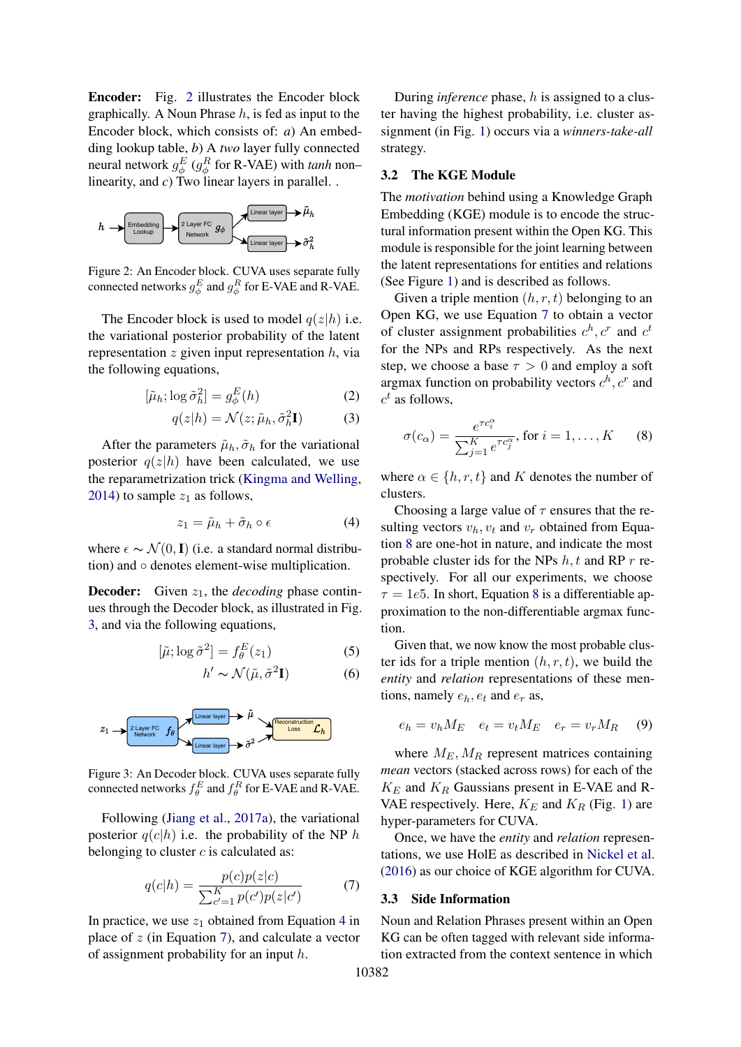**Encoder:** Fig. 2 illustrates the Encoder block graphically. A Noun Phrase $h$, is fed as input to the Encoder block, which consists of: *a*) An embedding lookup table, *b*) A *two* layer fully connected neural network $g_\phi^E$ ($g_\phi^R$ for R-VAE) with *tanh* non–linearity, and *c*) Two linear layers in parallel. .

Figure 2: An Encoder block. CUVA uses separate fully connected networks $g_\phi^E$ and $g_\phi^R$ for E-VAE and R-VAE.

The Encoder block is used to model $q(z|h)$ i.e. the variational posterior probability of the latent representation $z$ given input representation $h$, via the following equations,

$$[\tilde{\mu}_h; \log \tilde{\sigma}_h^2] = g_\phi^E(h) \tag{2}$$

$$q(z|h) = \mathcal{N}(z; \tilde{\mu}_h, \tilde{\sigma}_h^2 \mathbf{I}) \tag{3}$$

After the parameters $\tilde{\mu}_h, \tilde{\sigma}_h$ for the variational posterior $q(z|h)$ have been calculated, we use the reparametrization trick (Kingma and Welling, 2014) to sample $z_1$ as follows,

$$z_1 = \tilde{\mu}_h + \tilde{\sigma}_h \circ \epsilon \tag{4}$$

where $\epsilon \sim \mathcal{N}(0, \mathbf{I})$ (i.e. a standard normal distribution) and $\circ$ denotes element-wise multiplication.

**Decoder:** Given $z_1$, the *decoding* phase continues through the Decoder block, as illustrated in Fig. 3, and via the following equations,

$$[\tilde{\mu}; \log \tilde{\sigma}^2] = f_\theta^E(z_1) \tag{5}$$

$$h' \sim \mathcal{N}(\tilde{\mu}, \tilde{\sigma}^2 \mathbf{I}) \tag{6}$$

Figure 3: An Decoder block. CUVA uses separate fully connected networks $f_\theta^E$ and $f_\theta^R$ for E-VAE and R-VAE.

Following (Jiang et al., 2017a), the variational posterior $q(c|h)$ i.e. the probability of the NP $h$ belonging to cluster $c$ is calculated as:

$$q(c|h) = \frac{p(c)p(z|c)}{\sum_{c'=1}^{K} p(c')p(z|c')} \tag{7}$$

In practice, we use $z_1$ obtained from Equation 4 in place of $z$ (in Equation 7), and calculate a vector of assignment probability for an input $h$.

During *inference* phase, $h$ is assigned to a cluster having the highest probability, i.e. cluster assignment (in Fig. 1) occurs via a *winners-take-all* strategy.

### 3.2 The KGE Module

The *motivation* behind using a Knowledge Graph Embedding (KGE) module is to encode the structural information present within the Open KG. This module is responsible for the joint learning between the latent representations for entities and relations (See Figure 1) and is described as follows.

Given a triple mention $(h, r, t)$ belonging to an Open KG, we use Equation 7 to obtain a vector of cluster assignment probabilities $c^h, c^r$ and $c^t$ for the NPs and RPs respectively. As the next step, we choose a base $\tau > 0$ and employ a soft argmax function on probability vectors $c^h, c^r$ and $c^t$ as follows,

$$\sigma(c_\alpha) = \frac{e^{\tau c_i^\alpha}}{\sum_{j=1}^{K} e^{\tau c_j^\alpha}}, \text{ for } i = 1, \ldots, K \tag{8}$$

where $\alpha \in \{h, r, t\}$ and $K$ denotes the number of clusters.

Choosing a large value of $\tau$ ensures that the resulting vectors $v_h, v_t$ and $v_r$ obtained from Equation 8 are one-hot in nature, and indicate the most probable cluster ids for the NPs $h, t$ and RP $r$ respectively. For all our experiments, we choose $\tau = 1e5$. In short, Equation 8 is a differentiable approximation to the non-differentiable argmax function.

Given that, we now know the most probable cluster ids for a triple mention $(h, r, t)$, we build the *entity* and *relation* representations of these mentions, namely $e_h, e_t$ and $e_r$ as,

$$e_h = v_h M_E \quad e_t = v_t M_E \quad e_r = v_r M_R \tag{9}$$

where $M_E, M_R$ represent matrices containing *mean* vectors (stacked across rows) for each of the $K_E$ and $K_R$ Gaussians present in E-VAE and R-VAE respectively. Here, $K_E$ and $K_R$ (Fig. 1) are hyper-parameters for CUVA.

Once, we have the *entity* and *relation* representations, we use HolE as described in Nickel et al. (2016) as our choice of KGE algorithm for CUVA.

### 3.3 Side Information

Noun and Relation Phrases present within an Open KG can be often tagged with relevant side information extracted from the context sentence in which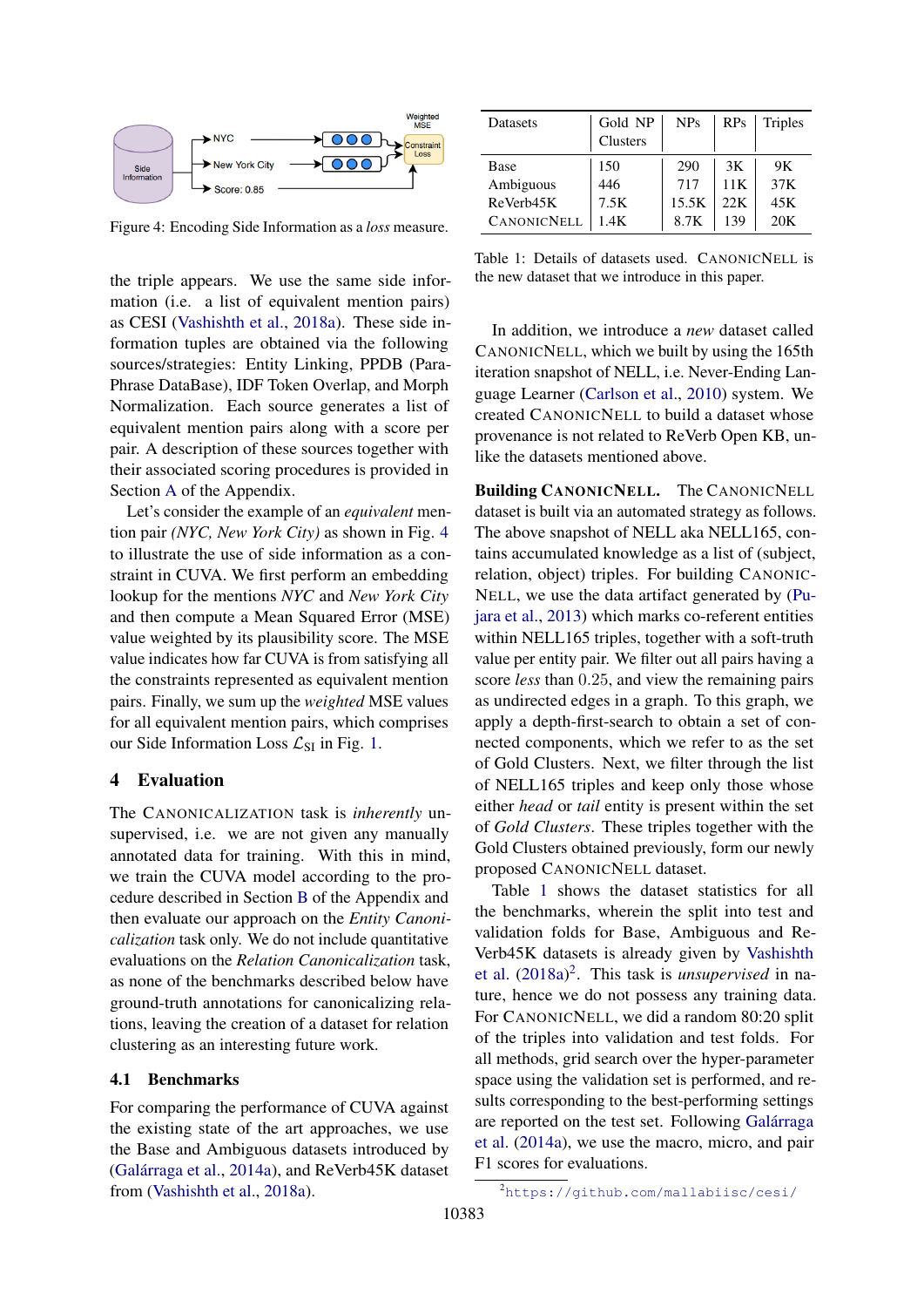Figure 4: Encoding Side Information as a *loss* measure.

| Datasets | Gold NP Clusters | NPs | RPs | Triples |
|---|---|---|---|---|
| Base | 150 | 290 | 3K | 9K |
| Ambiguous | 446 | 717 | 11K | 37K |
| ReVerb45K | 7.5K | 15.5K | 22K | 45K |
| CANONICNELL | 1.4K | 8.7K | 139 | 20K |

Table 1: Details of datasets used. CANONICNELL is the new dataset that we introduce in this paper.

the triple appears. We use the same side information (i.e. a list of equivalent mention pairs) as CESI (Vashishth et al., 2018a). These side information tuples are obtained via the following sources/strategies: Entity Linking, PPDB (ParaPhrase DataBase), IDF Token Overlap, and Morph Normalization. Each source generates a list of equivalent mention pairs along with a score per pair. A description of these sources together with their associated scoring procedures is provided in Section A of the Appendix.

Let's consider the example of an *equivalent* mention pair *(NYC, New York City)* as shown in Fig. 4 to illustrate the use of side information as a constraint in CUVA. We first perform an embedding lookup for the mentions *NYC* and *New York City* and then compute a Mean Squared Error (MSE) value weighted by its plausibility score. The MSE value indicates how far CUVA is from satisfying all the constraints represented as equivalent mention pairs. Finally, we sum up the *weighted* MSE values for all equivalent mention pairs, which comprises our Side Information Loss $\mathcal{L}_{\text{SI}}$ in Fig. 1.

## 4 Evaluation

The CANONICALIZATION task is *inherently* unsupervised, i.e. we are not given any manually annotated data for training. With this in mind, we train the CUVA model according to the procedure described in Section B of the Appendix and then evaluate our approach on the *Entity Canonicalization* task only. We do not include quantitative evaluations on the *Relation Canonicalization* task, as none of the benchmarks described below have ground-truth annotations for canonicalizing relations, leaving the creation of a dataset for relation clustering as an interesting future work.

### 4.1 Benchmarks

For comparing the performance of CUVA against the existing state of the art approaches, we use the Base and Ambiguous datasets introduced by (Galárraga et al., 2014a), and ReVerb45K dataset from (Vashishth et al., 2018a).

In addition, we introduce a *new* dataset called CANONICNELL, which we built by using the 165th iteration snapshot of NELL, i.e. Never-Ending Language Learner (Carlson et al., 2010) system. We created CANONICNELL to build a dataset whose provenance is not related to ReVerb Open KB, unlike the datasets mentioned above.

**Building CANONICNELL.** The CANONICNELL dataset is built via an automated strategy as follows. The above snapshot of NELL aka NELL165, contains accumulated knowledge as a list of (subject, relation, object) triples. For building CANONICNELL, we use the data artifact generated by (Pujara et al., 2013) which marks co-referent entities within NELL165 triples, together with a soft-truth value per entity pair. We filter out all pairs having a score *less* than 0.25, and view the remaining pairs as undirected edges in a graph. To this graph, we apply a depth-first-search to obtain a set of connected components, which we refer to as the set of Gold Clusters. Next, we filter through the list of NELL165 triples and keep only those whose either *head* or *tail* entity is present within the set of *Gold Clusters*. These triples together with the Gold Clusters obtained previously, form our newly proposed CANONICNELL dataset.

Table 1 shows the dataset statistics for all the benchmarks, wherein the split into test and validation folds for Base, Ambiguous and ReVerb45K datasets is already given by Vashishth et al. (2018a)[2]. This task is *unsupervised* in nature, hence we do not possess any training data. For CANONICNELL, we did a random 80:20 split of the triples into validation and test folds. For all methods, grid search over the hyper-parameter space using the validation set is performed, and results corresponding to the best-performing settings are reported on the test set. Following Galárraga et al. (2014a), we use the macro, micro, and pair F1 scores for evaluations.

[2] https://github.com/mallabiisc/cesi/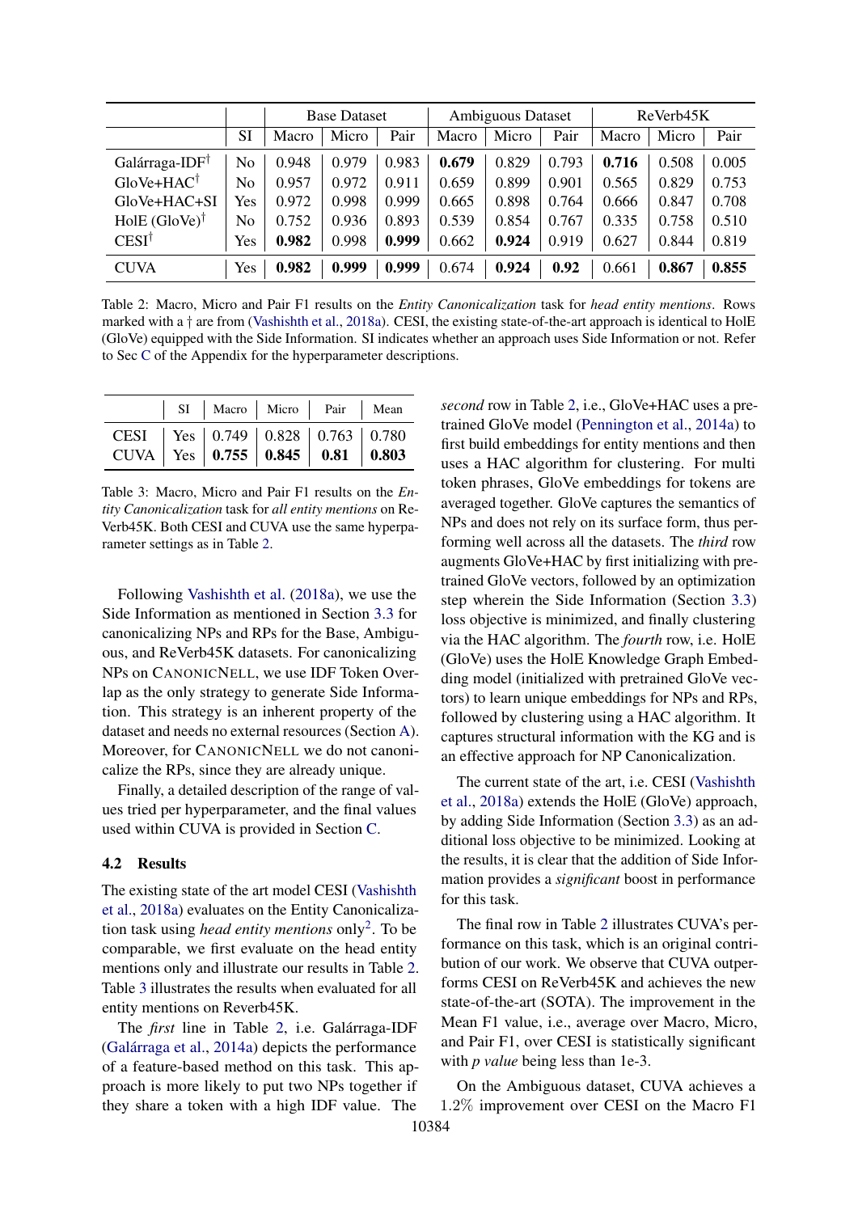| | SI | Base Dataset | | | Ambiguous Dataset | | | ReVerb45K | | |
|---|---|---|---|---|---|---|---|---|---|---|
| | | Macro | Micro | Pair | Macro | Micro | Pair | Macro | Micro | Pair |
| Galárraga-IDF† | No | 0.948 | 0.979 | 0.983 | **0.679** | 0.829 | 0.793 | **0.716** | 0.508 | 0.005 |
| GloVe+HAC† | No | 0.957 | 0.972 | 0.911 | 0.659 | 0.899 | 0.901 | 0.565 | 0.829 | 0.753 |
| GloVe+HAC+SI | Yes | 0.972 | 0.998 | 0.999 | 0.665 | 0.898 | 0.764 | 0.666 | 0.847 | 0.708 |
| HolE (GloVe)† | No | 0.752 | 0.936 | 0.893 | 0.539 | 0.854 | 0.767 | 0.335 | 0.758 | 0.510 |
| CESI† | Yes | **0.982** | 0.998 | **0.999** | 0.662 | **0.924** | 0.919 | 0.627 | 0.844 | 0.819 |
| CUVA | Yes | **0.982** | **0.999** | **0.999** | 0.674 | **0.924** | **0.92** | 0.661 | **0.867** | **0.855** |

Table 2: Macro, Micro and Pair F1 results on the *Entity Canonicalization* task for *head entity mentions*. Rows marked with a † are from (Vashishth et al., 2018a). CESI, the existing state-of-the-art approach is identical to HolE (GloVe) equipped with the Side Information. SI indicates whether an approach uses Side Information or not. Refer to Sec C of the Appendix for the hyperparameter descriptions.

| | SI | Macro | Micro | Pair | Mean |
|---|---|---|---|---|---|
| CESI | Yes | 0.749 | 0.828 | 0.763 | 0.780 |
| CUVA | Yes | **0.755** | **0.845** | **0.81** | **0.803** |

Table 3: Macro, Micro and Pair F1 results on the *Entity Canonicalization* task for *all entity mentions* on ReVerb45K. Both CESI and CUVA use the same hyperparameter settings as in Table 2.

Following Vashishth et al. (2018a), we use the Side Information as mentioned in Section 3.3 for canonicalizing NPs and RPs for the Base, Ambiguous, and ReVerb45K datasets. For canonicalizing NPs on CANONICNELL, we use IDF Token Overlap as the only strategy to generate Side Information. This strategy is an inherent property of the dataset and needs no external resources (Section A). Moreover, for CANONICNELL we do not canonicalize the RPs, since they are already unique.

Finally, a detailed description of the range of values tried per hyperparameter, and the final values used within CUVA is provided in Section C.

### 4.2 Results

The existing state of the art model CESI (Vashishth et al., 2018a) evaluates on the Entity Canonicalization task using *head entity mentions* only[2]. To be comparable, we first evaluate on the head entity mentions only and illustrate our results in Table 2. Table 3 illustrates the results when evaluated for all entity mentions on Reverb45K.

The *first* line in Table 2, i.e. Galárraga-IDF (Galárraga et al., 2014a) depicts the performance of a feature-based method on this task. This approach is more likely to put two NPs together if they share a token with a high IDF value. The *second* row in Table 2, i.e., GloVe+HAC uses a pre-trained GloVe model (Pennington et al., 2014a) to first build embeddings for entity mentions and then uses a HAC algorithm for clustering. For multi token phrases, GloVe embeddings for tokens are averaged together. GloVe captures the semantics of NPs and does not rely on its surface form, thus performing well across all the datasets. The *third* row augments GloVe+HAC by first initializing with pre-trained GloVe vectors, followed by an optimization step wherein the Side Information (Section 3.3) loss objective is minimized, and finally clustering via the HAC algorithm. The *fourth* row, i.e. HolE (GloVe) uses the HolE Knowledge Graph Embedding model (initialized with pretrained GloVe vectors) to learn unique embeddings for NPs and RPs, followed by clustering using a HAC algorithm. It captures structural information with the KG and is an effective approach for NP Canonicalization.

The current state of the art, i.e. CESI (Vashishth et al., 2018a) extends the HolE (GloVe) approach, by adding Side Information (Section 3.3) as an additional loss objective to be minimized. Looking at the results, it is clear that the addition of Side Information provides a *significant* boost in performance for this task.

The final row in Table 2 illustrates CUVA's performance on this task, which is an original contribution of our work. We observe that CUVA outperforms CESI on ReVerb45K and achieves the new state-of-the-art (SOTA). The improvement in the Mean F1 value, i.e., average over Macro, Micro, and Pair F1, over CESI is statistically significant with *p value* being less than 1e-3.

On the Ambiguous dataset, CUVA achieves a 1.2% improvement over CESI on the Macro F1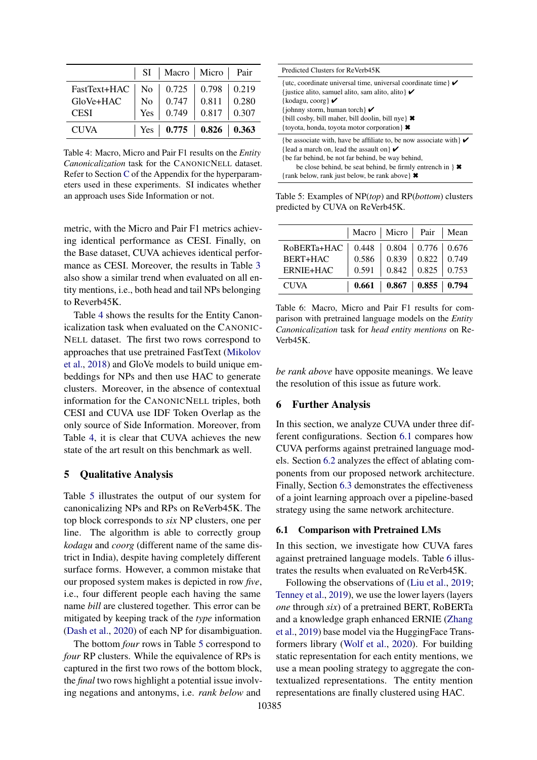| | SI | Macro | Micro | Pair |
|---|---|---|---|---|
| FastText+HAC | No | 0.725 | 0.798 | 0.219 |
| GloVe+HAC | No | 0.747 | 0.811 | 0.280 |
| CESI | Yes | 0.749 | 0.817 | 0.307 |
| CUVA | Yes | **0.775** | **0.826** | **0.363** |

Table 4: Macro, Micro and Pair F1 results on the *Entity Canonicalization* task for the CANONICNELL dataset. Refer to Section C of the Appendix for the hyperparameters used in these experiments. SI indicates whether an approach uses Side Information or not.

metric, with the Micro and Pair F1 metrics achieving identical performance as CESI. Finally, on the Base dataset, CUVA achieves identical performance as CESI. Moreover, the results in Table 3 also show a similar trend when evaluated on all entity mentions, i.e., both head and tail NPs belonging to Reverb45K.

Table 4 shows the results for the Entity Canonicalization task when evaluated on the CANONICNELL dataset. The first two rows correspond to approaches that use pretrained FastText (Mikolov et al., 2018) and GloVe models to build unique embeddings for NPs and then use HAC to generate clusters. Moreover, in the absence of contextual information for the CANONICNELL triples, both CESI and CUVA use IDF Token Overlap as the only source of Side Information. Moreover, from Table 4, it is clear that CUVA achieves the new state of the art result on this benchmark as well.

## 5 Qualitative Analysis

Table 5 illustrates the output of our system for canonicalizing NPs and RPs on ReVerb45K. The top block corresponds to *six* NP clusters, one per line. The algorithm is able to correctly group *kodagu* and *coorg* (different name of the same district in India), despite having completely different surface forms. However, a common mistake that our proposed system makes is depicted in row *five*, i.e., four different people each having the same name *bill* are clustered together. This error can be mitigated by keeping track of the *type* information (Dash et al., 2020) of each NP for disambiguation.

The bottom *four* rows in Table 5 correspond to *four* RP clusters. While the equivalence of RPs is captured in the first two rows of the bottom block, the *final* two rows highlight a potential issue involving negations and antonyms, i.e. *rank below* and *be rank above* have opposite meanings. We leave the resolution of this issue as future work.

| Predicted Clusters for ReVerb45K |
|---|
| {utc, coordinate universal time, universal coordinate time} ✔ |
| {justice alito, samuel alito, sam alito, alito} ✔ |
| {kodagu, coorg} ✔ |
| {johnny storm, human torch} ✔ |
| {bill cosby, bill maher, bill doolin, bill nye} ✖ |
| {toyota, honda, toyota motor corporation} ✖ |
| {be associate with, have be affiliate to, be now associate with} ✔ |
| {lead a march on, lead the assault on} ✔ |
| {be far behind, be not far behind, be way behind, be close behind, be seat behind, be firmly entrench in } ✖ |
| {rank below, rank just below, be rank above} ✖ |

Table 5: Examples of NP(*top*) and RP(*bottom*) clusters predicted by CUVA on ReVerb45K.

| | Macro | Micro | Pair | Mean |
|---|---|---|---|---|
| RoBERTa+HAC | 0.448 | 0.804 | 0.776 | 0.676 |
| BERT+HAC | 0.586 | 0.839 | 0.822 | 0.749 |
| ERNIE+HAC | 0.591 | 0.842 | 0.825 | 0.753 |
| CUVA | **0.661** | **0.867** | **0.855** | **0.794** |

Table 6: Macro, Micro and Pair F1 results for comparison with pretrained language models on the *Entity Canonicalization* task for *head entity mentions* on ReVerb45K.

## 6 Further Analysis

In this section, we analyze CUVA under three different configurations. Section 6.1 compares how CUVA performs against pretrained language models. Section 6.2 analyzes the effect of ablating components from our proposed network architecture. Finally, Section 6.3 demonstrates the effectiveness of a joint learning approach over a pipeline-based strategy using the same network architecture.

### 6.1 Comparison with Pretrained LMs

In this section, we investigate how CUVA fares against pretrained language models. Table 6 illustrates the results when evaluated on ReVerb45K.

Following the observations of (Liu et al., 2019; Tenney et al., 2019), we use the lower layers (layers *one* through *six*) of a pretrained BERT, RoBERTa and a knowledge graph enhanced ERNIE (Zhang et al., 2019) base model via the HuggingFace Transformers library (Wolf et al., 2020). For building static representation for each entity mentions, we use a mean pooling strategy to aggregate the contextualized representations. The entity mention representations are finally clustered using HAC.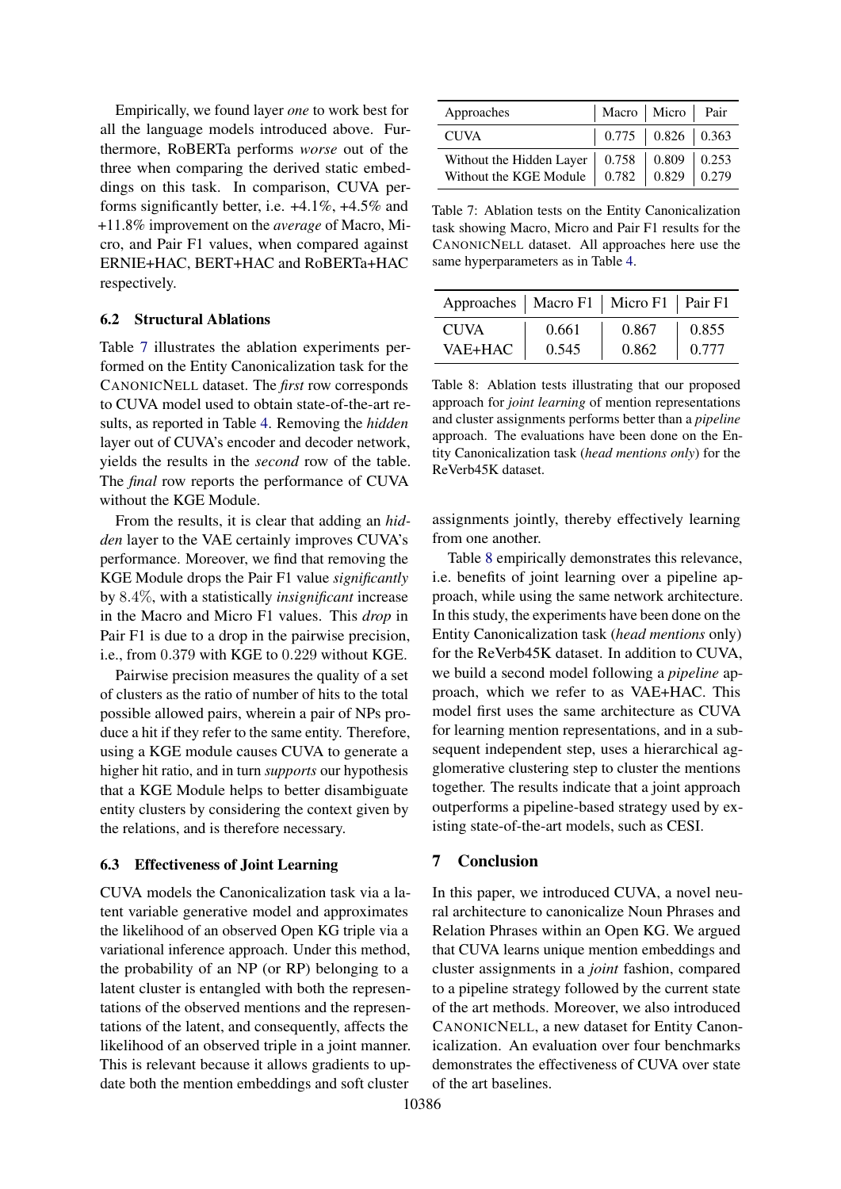Empirically, we found layer *one* to work best for all the language models introduced above. Furthermore, RoBERTa performs *worse* out of the three when comparing the derived static embeddings on this task. In comparison, CUVA performs significantly better, i.e. +4.1%, +4.5% and +11.8% improvement on the *average* of Macro, Micro, and Pair F1 values, when compared against ERNIE+HAC, BERT+HAC and RoBERTa+HAC respectively.

### 6.2 Structural Ablations

Table 7 illustrates the ablation experiments performed on the Entity Canonicalization task for the CanonicNell dataset. The *first* row corresponds to CUVA model used to obtain state-of-the-art results, as reported in Table 4. Removing the *hidden* layer out of CUVA's encoder and decoder network, yields the results in the *second* row of the table. The *final* row reports the performance of CUVA without the KGE Module.

From the results, it is clear that adding an *hidden* layer to the VAE certainly improves CUVA's performance. Moreover, we find that removing the KGE Module drops the Pair F1 value *significantly* by $8.4\%$, with a statistically *insignificant* increase in the Macro and Micro F1 values. This *drop* in Pair F1 is due to a drop in the pairwise precision, i.e., from $0.379$ with KGE to $0.229$ without KGE.

Pairwise precision measures the quality of a set of clusters as the ratio of number of hits to the total possible allowed pairs, wherein a pair of NPs produce a hit if they refer to the same entity. Therefore, using a KGE module causes CUVA to generate a higher hit ratio, and in turn *supports* our hypothesis that a KGE Module helps to better disambiguate entity clusters by considering the context given by the relations, and is therefore necessary.

### 6.3 Effectiveness of Joint Learning

CUVA models the Canonicalization task via a latent variable generative model and approximates the likelihood of an observed Open KG triple via a variational inference approach. Under this method, the probability of an NP (or RP) belonging to a latent cluster is entangled with both the representations of the observed mentions and the representations of the latent, and consequently, affects the likelihood of an observed triple in a joint manner. This is relevant because it allows gradients to update both the mention embeddings and soft cluster assignments jointly, thereby effectively learning from one another.

| Approaches | Macro | Micro | Pair |
|---|---|---|---|
| CUVA | 0.775 | 0.826 | 0.363 |
| Without the Hidden Layer | 0.758 | 0.809 | 0.253 |
| Without the KGE Module | 0.782 | 0.829 | 0.279 |

Table 7: Ablation tests on the Entity Canonicalization task showing Macro, Micro and Pair F1 results for the CanonicNell dataset. All approaches here use the same hyperparameters as in Table 4.

| Approaches | Macro F1 | Micro F1 | Pair F1 |
|---|---|---|---|
| CUVA | 0.661 | 0.867 | 0.855 |
| VAE+HAC | 0.545 | 0.862 | 0.777 |

Table 8: Ablation tests illustrating that our proposed approach for *joint learning* of mention representations and cluster assignments performs better than a *pipeline* approach. The evaluations have been done on the Entity Canonicalization task (*head mentions only*) for the ReVerb45K dataset.

Table 8 empirically demonstrates this relevance, i.e. benefits of joint learning over a pipeline approach, while using the same network architecture. In this study, the experiments have been done on the Entity Canonicalization task (*head mentions* only) for the ReVerb45K dataset. In addition to CUVA, we build a second model following a *pipeline* approach, which we refer to as VAE+HAC. This model first uses the same architecture as CUVA for learning mention representations, and in a subsequent independent step, uses a hierarchical agglomerative clustering step to cluster the mentions together. The results indicate that a joint approach outperforms a pipeline-based strategy used by existing state-of-the-art models, such as CESI.

## 7 Conclusion

In this paper, we introduced CUVA, a novel neural architecture to canonicalize Noun Phrases and Relation Phrases within an Open KG. We argued that CUVA learns unique mention embeddings and cluster assignments in a *joint* fashion, compared to a pipeline strategy followed by the current state of the art methods. Moreover, we also introduced CanonicNell, a new dataset for Entity Canonicalization. An evaluation over four benchmarks demonstrates the effectiveness of CUVA over state of the art baselines.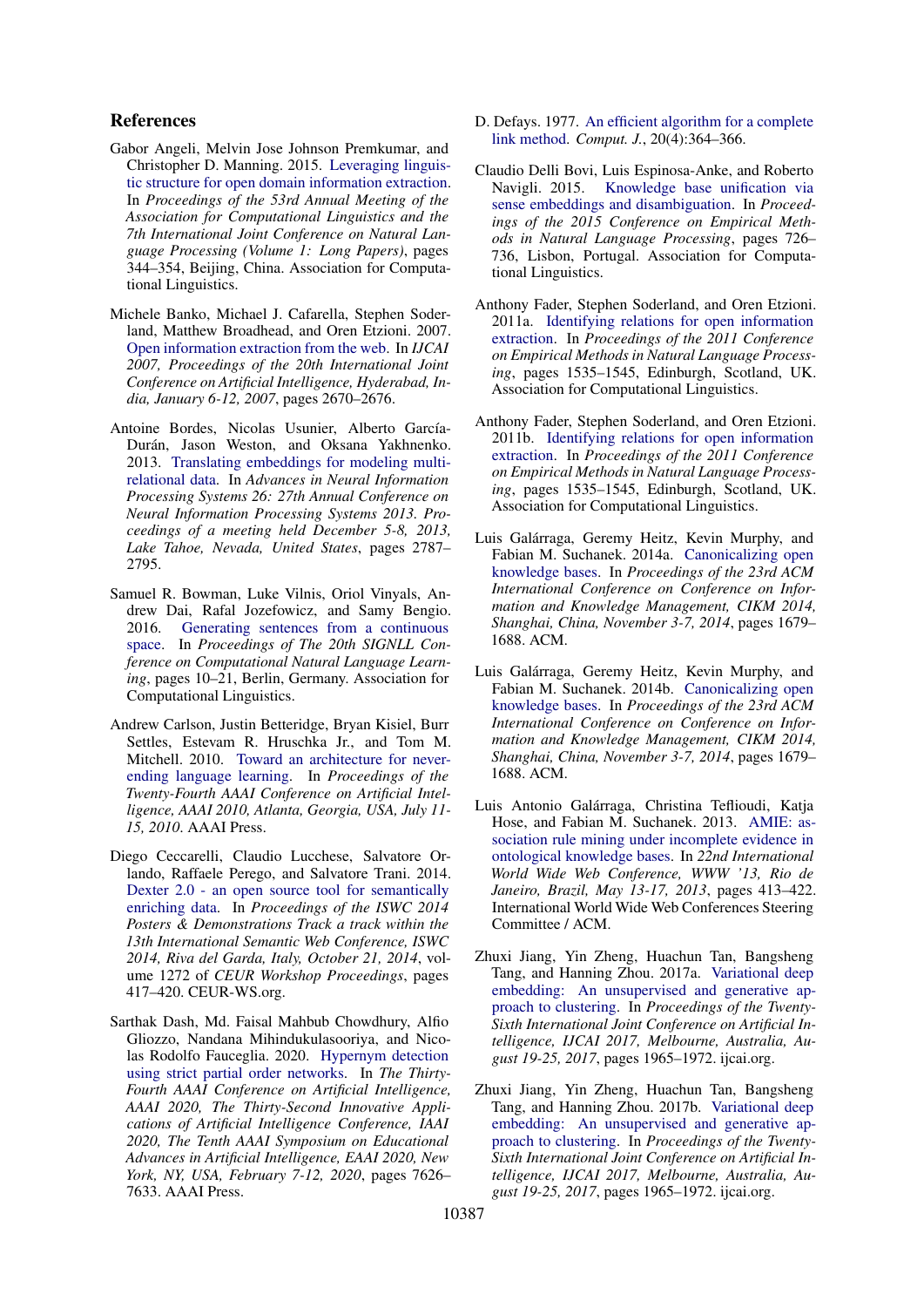## References

Gabor Angeli, Melvin Jose Johnson Premkumar, and Christopher D. Manning. 2015. Leveraging linguistic structure for open domain information extraction. In *Proceedings of the 53rd Annual Meeting of the Association for Computational Linguistics and the 7th International Joint Conference on Natural Language Processing (Volume 1: Long Papers)*, pages 344–354, Beijing, China. Association for Computational Linguistics.

Michele Banko, Michael J. Cafarella, Stephen Soderland, Matthew Broadhead, and Oren Etzioni. 2007. Open information extraction from the web. In *IJCAI 2007, Proceedings of the 20th International Joint Conference on Artificial Intelligence, Hyderabad, India, January 6-12, 2007*, pages 2670–2676.

Antoine Bordes, Nicolas Usunier, Alberto García-Durán, Jason Weston, and Oksana Yakhnenko. 2013. Translating embeddings for modeling multi-relational data. In *Advances in Neural Information Processing Systems 26: 27th Annual Conference on Neural Information Processing Systems 2013. Proceedings of a meeting held December 5-8, 2013, Lake Tahoe, Nevada, United States*, pages 2787–2795.

Samuel R. Bowman, Luke Vilnis, Oriol Vinyals, Andrew Dai, Rafal Jozefowicz, and Samy Bengio. 2016. Generating sentences from a continuous space. In *Proceedings of The 20th SIGNLL Conference on Computational Natural Language Learning*, pages 10–21, Berlin, Germany. Association for Computational Linguistics.

Andrew Carlson, Justin Betteridge, Bryan Kisiel, Burr Settles, Estevam R. Hruschka Jr., and Tom M. Mitchell. 2010. Toward an architecture for never-ending language learning. In *Proceedings of the Twenty-Fourth AAAI Conference on Artificial Intelligence, AAAI 2010, Atlanta, Georgia, USA, July 11-15, 2010*. AAAI Press.

Diego Ceccarelli, Claudio Lucchese, Salvatore Orlando, Raffaele Perego, and Salvatore Trani. 2014. Dexter 2.0 - an open source tool for semantically enriching data. In *Proceedings of the ISWC 2014 Posters & Demonstrations Track a track within the 13th International Semantic Web Conference, ISWC 2014, Riva del Garda, Italy, October 21, 2014*, volume 1272 of *CEUR Workshop Proceedings*, pages 417–420. CEUR-WS.org.

Sarthak Dash, Md. Faisal Mahbub Chowdhury, Alfio Gliozzo, Nandana Mihindukulasooriya, and Nicolas Rodolfo Fauceglia. 2020. Hypernym detection using strict partial order networks. In *The Thirty-Fourth AAAI Conference on Artificial Intelligence, AAAI 2020, The Thirty-Second Innovative Applications of Artificial Intelligence Conference, IAAI 2020, The Tenth AAAI Symposium on Educational Advances in Artificial Intelligence, EAAI 2020, New York, NY, USA, February 7-12, 2020*, pages 7626–7633. AAAI Press.

D. Defays. 1977. An efficient algorithm for a complete link method. *Comput. J.*, 20(4):364–366.

Claudio Delli Bovi, Luis Espinosa-Anke, and Roberto Navigli. 2015. Knowledge base unification via sense embeddings and disambiguation. In *Proceedings of the 2015 Conference on Empirical Methods in Natural Language Processing*, pages 726–736, Lisbon, Portugal. Association for Computational Linguistics.

Anthony Fader, Stephen Soderland, and Oren Etzioni. 2011a. Identifying relations for open information extraction. In *Proceedings of the 2011 Conference on Empirical Methods in Natural Language Processing*, pages 1535–1545, Edinburgh, Scotland, UK. Association for Computational Linguistics.

Anthony Fader, Stephen Soderland, and Oren Etzioni. 2011b. Identifying relations for open information extraction. In *Proceedings of the 2011 Conference on Empirical Methods in Natural Language Processing*, pages 1535–1545, Edinburgh, Scotland, UK. Association for Computational Linguistics.

Luis Galárraga, Geremy Heitz, Kevin Murphy, and Fabian M. Suchanek. 2014a. Canonicalizing open knowledge bases. In *Proceedings of the 23rd ACM International Conference on Conference on Information and Knowledge Management, CIKM 2014, Shanghai, China, November 3-7, 2014*, pages 1679–1688. ACM.

Luis Galárraga, Geremy Heitz, Kevin Murphy, and Fabian M. Suchanek. 2014b. Canonicalizing open knowledge bases. In *Proceedings of the 23rd ACM International Conference on Conference on Information and Knowledge Management, CIKM 2014, Shanghai, China, November 3-7, 2014*, pages 1679–1688. ACM.

Luis Antonio Galárraga, Christina Teflioudi, Katja Hose, and Fabian M. Suchanek. 2013. AMIE: association rule mining under incomplete evidence in ontological knowledge bases. In *22nd International World Wide Web Conference, WWW '13, Rio de Janeiro, Brazil, May 13-17, 2013*, pages 413–422. International World Wide Web Conferences Steering Committee / ACM.

Zhuxi Jiang, Yin Zheng, Huachun Tan, Bangsheng Tang, and Hanning Zhou. 2017a. Variational deep embedding: An unsupervised and generative approach to clustering. In *Proceedings of the Twenty-Sixth International Joint Conference on Artificial Intelligence, IJCAI 2017, Melbourne, Australia, August 19-25, 2017*, pages 1965–1972. ijcai.org.

Zhuxi Jiang, Yin Zheng, Huachun Tan, Bangsheng Tang, and Hanning Zhou. 2017b. Variational deep embedding: An unsupervised and generative approach to clustering. In *Proceedings of the Twenty-Sixth International Joint Conference on Artificial Intelligence, IJCAI 2017, Melbourne, Australia, August 19-25, 2017*, pages 1965–1972. ijcai.org.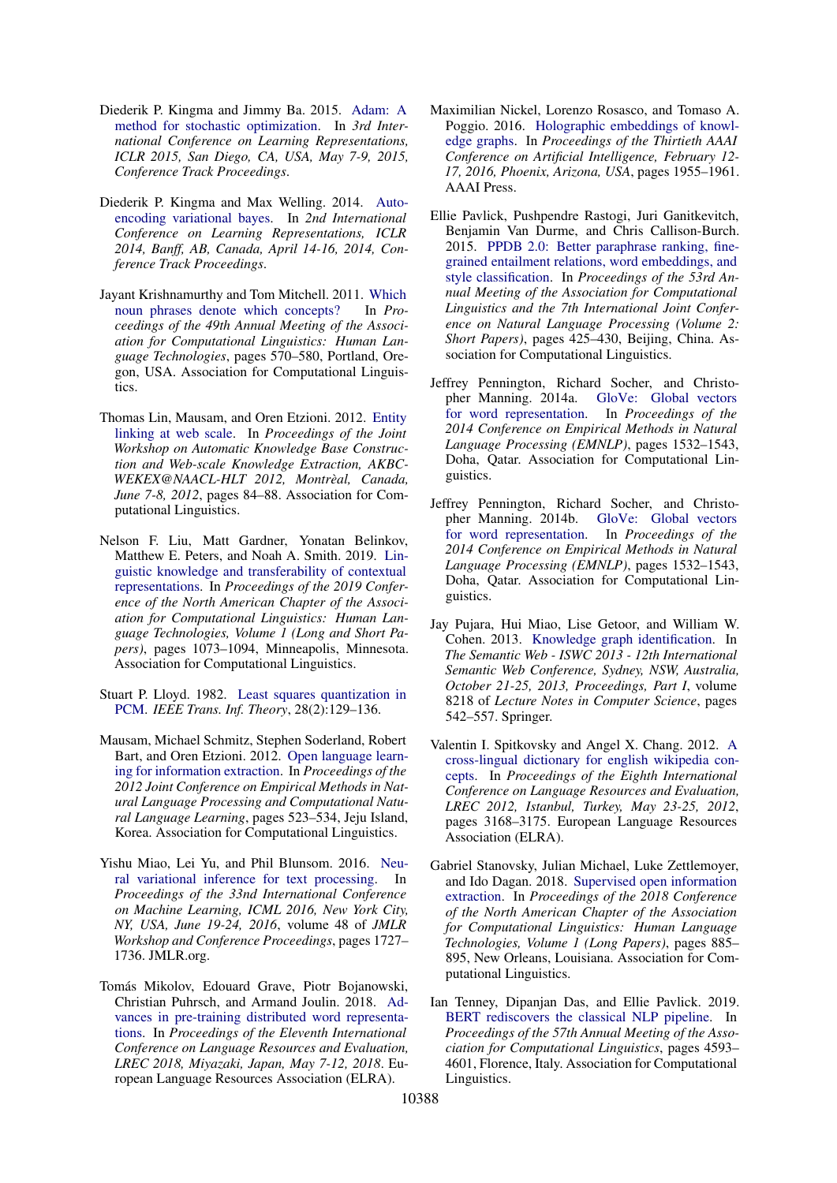Diederik P. Kingma and Jimmy Ba. 2015. Adam: A method for stochastic optimization. In *3rd International Conference on Learning Representations, ICLR 2015, San Diego, CA, USA, May 7-9, 2015, Conference Track Proceedings*.

Diederik P. Kingma and Max Welling. 2014. Auto-encoding variational bayes. In *2nd International Conference on Learning Representations, ICLR 2014, Banff, AB, Canada, April 14-16, 2014, Conference Track Proceedings*.

Jayant Krishnamurthy and Tom Mitchell. 2011. Which noun phrases denote which concepts? In *Proceedings of the 49th Annual Meeting of the Association for Computational Linguistics: Human Language Technologies*, pages 570–580, Portland, Oregon, USA. Association for Computational Linguistics.

Thomas Lin, Mausam, and Oren Etzioni. 2012. Entity linking at web scale. In *Proceedings of the Joint Workshop on Automatic Knowledge Base Construction and Web-scale Knowledge Extraction, AKBC-WEKEX@NAACL-HLT 2012, Montrèal, Canada, June 7-8, 2012*, pages 84–88. Association for Computational Linguistics.

Nelson F. Liu, Matt Gardner, Yonatan Belinkov, Matthew E. Peters, and Noah A. Smith. 2019. Linguistic knowledge and transferability of contextual representations. In *Proceedings of the 2019 Conference of the North American Chapter of the Association for Computational Linguistics: Human Language Technologies, Volume 1 (Long and Short Papers)*, pages 1073–1094, Minneapolis, Minnesota. Association for Computational Linguistics.

Stuart P. Lloyd. 1982. Least squares quantization in PCM. *IEEE Trans. Inf. Theory*, 28(2):129–136.

Mausam, Michael Schmitz, Stephen Soderland, Robert Bart, and Oren Etzioni. 2012. Open language learning for information extraction. In *Proceedings of the 2012 Joint Conference on Empirical Methods in Natural Language Processing and Computational Natural Language Learning*, pages 523–534, Jeju Island, Korea. Association for Computational Linguistics.

Yishu Miao, Lei Yu, and Phil Blunsom. 2016. Neural variational inference for text processing. In *Proceedings of the 33nd International Conference on Machine Learning, ICML 2016, New York City, NY, USA, June 19-24, 2016*, volume 48 of *JMLR Workshop and Conference Proceedings*, pages 1727–1736. JMLR.org.

Tomás Mikolov, Edouard Grave, Piotr Bojanowski, Christian Puhrsch, and Armand Joulin. 2018. Advances in pre-training distributed word representations. In *Proceedings of the Eleventh International Conference on Language Resources and Evaluation, LREC 2018, Miyazaki, Japan, May 7-12, 2018*. European Language Resources Association (ELRA).

Maximilian Nickel, Lorenzo Rosasco, and Tomaso A. Poggio. 2016. Holographic embeddings of knowledge graphs. In *Proceedings of the Thirtieth AAAI Conference on Artificial Intelligence, February 12-17, 2016, Phoenix, Arizona, USA*, pages 1955–1961. AAAI Press.

Ellie Pavlick, Pushpendre Rastogi, Juri Ganitkevitch, Benjamin Van Durme, and Chris Callison-Burch. 2015. PPDB 2.0: Better paraphrase ranking, fine-grained entailment relations, word embeddings, and style classification. In *Proceedings of the 53rd Annual Meeting of the Association for Computational Linguistics and the 7th International Joint Conference on Natural Language Processing (Volume 2: Short Papers)*, pages 425–430, Beijing, China. Association for Computational Linguistics.

Jeffrey Pennington, Richard Socher, and Christopher Manning. 2014a. GloVe: Global vectors for word representation. In *Proceedings of the 2014 Conference on Empirical Methods in Natural Language Processing (EMNLP)*, pages 1532–1543, Doha, Qatar. Association for Computational Linguistics.

Jeffrey Pennington, Richard Socher, and Christopher Manning. 2014b. GloVe: Global vectors for word representation. In *Proceedings of the 2014 Conference on Empirical Methods in Natural Language Processing (EMNLP)*, pages 1532–1543, Doha, Qatar. Association for Computational Linguistics.

Jay Pujara, Hui Miao, Lise Getoor, and William W. Cohen. 2013. Knowledge graph identification. In *The Semantic Web - ISWC 2013 - 12th International Semantic Web Conference, Sydney, NSW, Australia, October 21-25, 2013, Proceedings, Part I*, volume 8218 of *Lecture Notes in Computer Science*, pages 542–557. Springer.

Valentin I. Spitkovsky and Angel X. Chang. 2012. A cross-lingual dictionary for english wikipedia concepts. In *Proceedings of the Eighth International Conference on Language Resources and Evaluation, LREC 2012, Istanbul, Turkey, May 23-25, 2012*, pages 3168–3175. European Language Resources Association (ELRA).

Gabriel Stanovsky, Julian Michael, Luke Zettlemoyer, and Ido Dagan. 2018. Supervised open information extraction. In *Proceedings of the 2018 Conference of the North American Chapter of the Association for Computational Linguistics: Human Language Technologies, Volume 1 (Long Papers)*, pages 885–895, New Orleans, Louisiana. Association for Computational Linguistics.

Ian Tenney, Dipanjan Das, and Ellie Pavlick. 2019. BERT rediscovers the classical NLP pipeline. In *Proceedings of the 57th Annual Meeting of the Association for Computational Linguistics*, pages 4593–4601, Florence, Italy. Association for Computational Linguistics.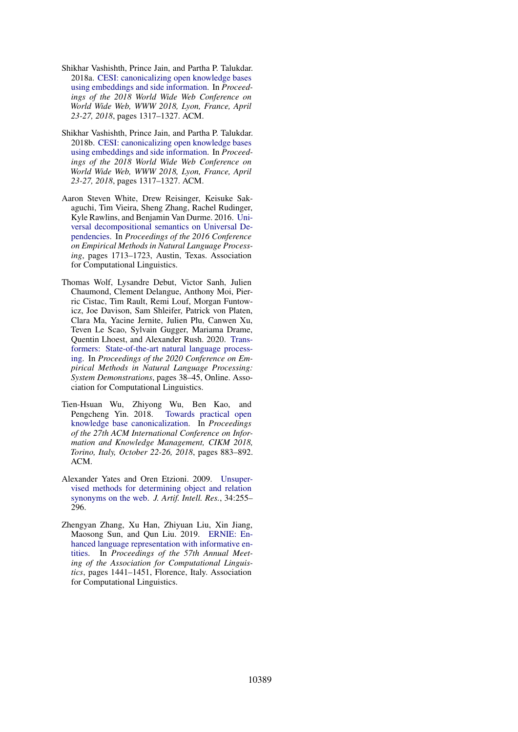Shikhar Vashishth, Prince Jain, and Partha P. Talukdar. 2018a. CESI: canonicalizing open knowledge bases using embeddings and side information. In *Proceedings of the 2018 World Wide Web Conference on World Wide Web, WWW 2018, Lyon, France, April 23-27, 2018*, pages 1317–1327. ACM.

Shikhar Vashishth, Prince Jain, and Partha P. Talukdar. 2018b. CESI: canonicalizing open knowledge bases using embeddings and side information. In *Proceedings of the 2018 World Wide Web Conference on World Wide Web, WWW 2018, Lyon, France, April 23-27, 2018*, pages 1317–1327. ACM.

Aaron Steven White, Drew Reisinger, Keisuke Sakaguchi, Tim Vieira, Sheng Zhang, Rachel Rudinger, Kyle Rawlins, and Benjamin Van Durme. 2016. Universal decompositional semantics on Universal Dependencies. In *Proceedings of the 2016 Conference on Empirical Methods in Natural Language Processing*, pages 1713–1723, Austin, Texas. Association for Computational Linguistics.

Thomas Wolf, Lysandre Debut, Victor Sanh, Julien Chaumond, Clement Delangue, Anthony Moi, Pierric Cistac, Tim Rault, Remi Louf, Morgan Funtowicz, Joe Davison, Sam Shleifer, Patrick von Platen, Clara Ma, Yacine Jernite, Julien Plu, Canwen Xu, Teven Le Scao, Sylvain Gugger, Mariama Drame, Quentin Lhoest, and Alexander Rush. 2020. Transformers: State-of-the-art natural language processing. In *Proceedings of the 2020 Conference on Empirical Methods in Natural Language Processing: System Demonstrations*, pages 38–45, Online. Association for Computational Linguistics.

Tien-Hsuan Wu, Zhiyong Wu, Ben Kao, and Pengcheng Yin. 2018. Towards practical open knowledge base canonicalization. In *Proceedings of the 27th ACM International Conference on Information and Knowledge Management, CIKM 2018, Torino, Italy, October 22-26, 2018*, pages 883–892. ACM.

Alexander Yates and Oren Etzioni. 2009. Unsupervised methods for determining object and relation synonyms on the web. *J. Artif. Intell. Res.*, 34:255–296.

Zhengyan Zhang, Xu Han, Zhiyuan Liu, Xin Jiang, Maosong Sun, and Qun Liu. 2019. ERNIE: Enhanced language representation with informative entities. In *Proceedings of the 57th Annual Meeting of the Association for Computational Linguistics*, pages 1441–1451, Florence, Italy. Association for Computational Linguistics.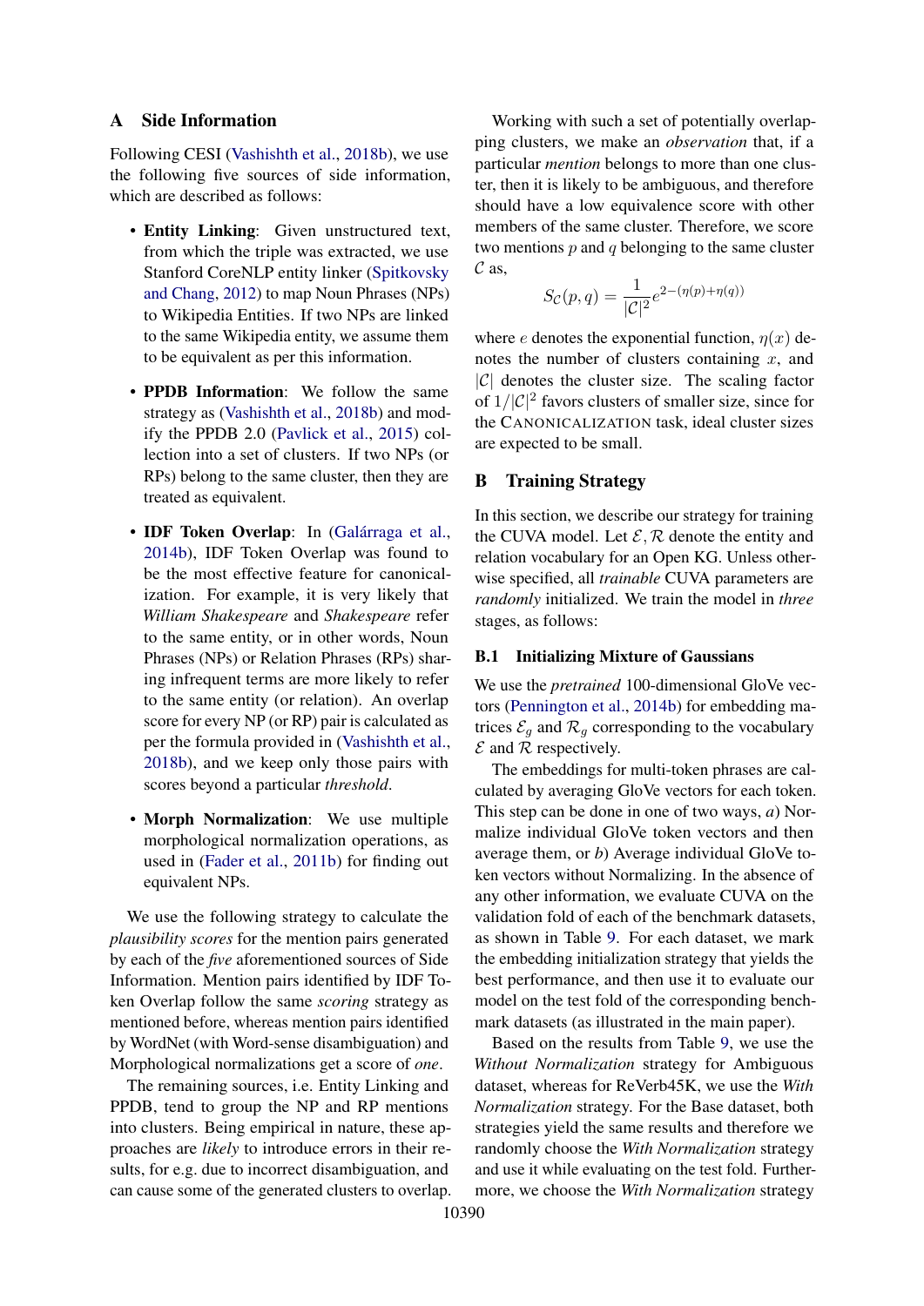# A Side Information

Following CESI (Vashishth et al., 2018b), we use the following five sources of side information, which are described as follows:

- **Entity Linking**: Given unstructured text, from which the triple was extracted, we use Stanford CoreNLP entity linker (Spitkovsky and Chang, 2012) to map Noun Phrases (NPs) to Wikipedia Entities. If two NPs are linked to the same Wikipedia entity, we assume them to be equivalent as per this information.
- **PPDB Information**: We follow the same strategy as (Vashishth et al., 2018b) and modify the PPDB 2.0 (Pavlick et al., 2015) collection into a set of clusters. If two NPs (or RPs) belong to the same cluster, then they are treated as equivalent.
- **IDF Token Overlap**: In (Galárraga et al., 2014b), IDF Token Overlap was found to be the most effective feature for canonicalization. For example, it is very likely that *William Shakespeare* and *Shakespeare* refer to the same entity, or in other words, Noun Phrases (NPs) or Relation Phrases (RPs) sharing infrequent terms are more likely to refer to the same entity (or relation). An overlap score for every NP (or RP) pair is calculated as per the formula provided in (Vashishth et al., 2018b), and we keep only those pairs with scores beyond a particular *threshold*.
- **Morph Normalization**: We use multiple morphological normalization operations, as used in (Fader et al., 2011b) for finding out equivalent NPs.

We use the following strategy to calculate the *plausibility scores* for the mention pairs generated by each of the *five* aforementioned sources of Side Information. Mention pairs identified by IDF Token Overlap follow the same *scoring* strategy as mentioned before, whereas mention pairs identified by WordNet (with Word-sense disambiguation) and Morphological normalizations get a score of *one*.

The remaining sources, i.e. Entity Linking and PPDB, tend to group the NP and RP mentions into clusters. Being empirical in nature, these approaches are *likely* to introduce errors in their results, for e.g. due to incorrect disambiguation, and can cause some of the generated clusters to overlap.

Working with such a set of potentially overlapping clusters, we make an *observation* that, if a particular *mention* belongs to more than one cluster, then it is likely to be ambiguous, and therefore should have a low equivalence score with other members of the same cluster. Therefore, we score two mentions $p$ and $q$ belonging to the same cluster $\mathcal{C}$ as,

$$S_{\mathcal{C}}(p, q) = \frac{1}{|\mathcal{C}|^2} e^{2-(\eta(p)+\eta(q))}$$

where $e$ denotes the exponential function, $\eta(x)$ denotes the number of clusters containing $x$, and $|\mathcal{C}|$ denotes the cluster size. The scaling factor of $1/|\mathcal{C}|^2$ favors clusters of smaller size, since for the CANONICALIZATION task, ideal cluster sizes are expected to be small.

# B Training Strategy

In this section, we describe our strategy for training the CUVA model. Let $\mathcal{E}, \mathcal{R}$ denote the entity and relation vocabulary for an Open KG. Unless otherwise specified, all *trainable* CUVA parameters are *randomly* initialized. We train the model in *three* stages, as follows:

## B.1 Initializing Mixture of Gaussians

We use the *pretrained* 100-dimensional GloVe vectors (Pennington et al., 2014b) for embedding matrices $\mathcal{E}_g$ and $\mathcal{R}_g$ corresponding to the vocabulary $\mathcal{E}$ and $\mathcal{R}$ respectively.

The embeddings for multi-token phrases are calculated by averaging GloVe vectors for each token. This step can be done in one of two ways, *a)* Normalize individual GloVe token vectors and then average them, or *b)* Average individual GloVe token vectors without Normalizing. In the absence of any other information, we evaluate CUVA on the validation fold of each of the benchmark datasets, as shown in Table 9. For each dataset, we mark the embedding initialization strategy that yields the best performance, and then use it to evaluate our model on the test fold of the corresponding benchmark datasets (as illustrated in the main paper).

Based on the results from Table 9, we use the *Without Normalization* strategy for Ambiguous dataset, whereas for ReVerb45K, we use the *With Normalization* strategy. For the Base dataset, both strategies yield the same results and therefore we randomly choose the *With Normalization* strategy and use it while evaluating on the test fold. Furthermore, we choose the *With Normalization* strategy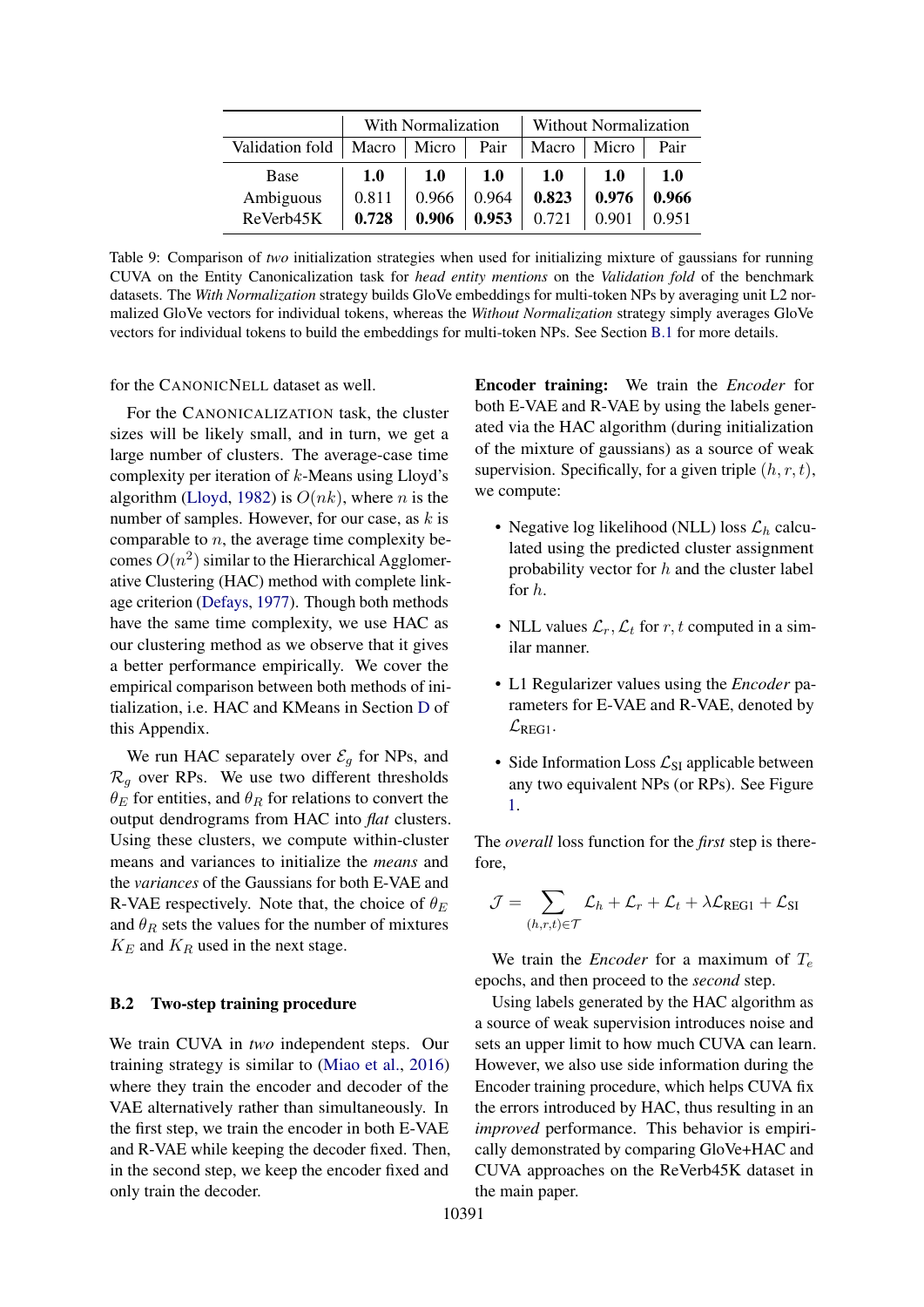|  | With Normalization | | | Without Normalization | | |
|---|---|---|---|---|---|---|
| Validation fold | Macro | Micro | Pair | Macro | Micro | Pair |
| Base | **1.0** | **1.0** | **1.0** | **1.0** | **1.0** | **1.0** |
| Ambiguous | 0.811 | 0.966 | 0.964 | **0.823** | **0.976** | **0.966** |
| ReVerb45K | **0.728** | **0.906** | **0.953** | 0.721 | 0.901 | 0.951 |

Table 9: Comparison of *two* initialization strategies when used for initializing mixture of gaussians for running CUVA on the Entity Canonicalization task for *head entity mentions* on the *Validation fold* of the benchmark datasets. The *With Normalization* strategy builds GloVe embeddings for multi-token NPs by averaging unit L2 normalized GloVe vectors for individual tokens, whereas the *Without Normalization* strategy simply averages GloVe vectors for individual tokens to build the embeddings for multi-token NPs. See Section B.1 for more details.

for the CANONICNELL dataset as well.

For the CANONICALIZATION task, the cluster sizes will be likely small, and in turn, we get a large number of clusters. The average-case time complexity per iteration of $k$-Means using Lloyd's algorithm (Lloyd, 1982) is $O(nk)$, where $n$ is the number of samples. However, for our case, as $k$ is comparable to $n$, the average time complexity becomes $O(n^2)$ similar to the Hierarchical Agglomerative Clustering (HAC) method with complete linkage criterion (Defays, 1977). Though both methods have the same time complexity, we use HAC as our clustering method as we observe that it gives a better performance empirically. We cover the empirical comparison between both methods of initialization, i.e. HAC and KMeans in Section D of this Appendix.

We run HAC separately over $\mathcal{E}_g$ for NPs, and $\mathcal{R}_g$ over RPs. We use two different thresholds $\theta_E$ for entities, and $\theta_R$ for relations to convert the output dendrograms from HAC into *flat* clusters. Using these clusters, we compute within-cluster means and variances to initialize the *means* and the *variances* of the Gaussians for both E-VAE and R-VAE respectively. Note that, the choice of $\theta_E$ and $\theta_R$ sets the values for the number of mixtures $K_E$ and $K_R$ used in the next stage.

### B.2 Two-step training procedure

We train CUVA in *two* independent steps. Our training strategy is similar to (Miao et al., 2016) where they train the encoder and decoder of the VAE alternatively rather than simultaneously. In the first step, we train the encoder in both E-VAE and R-VAE while keeping the decoder fixed. Then, in the second step, we keep the encoder fixed and only train the decoder.

**Encoder training:** We train the *Encoder* for both E-VAE and R-VAE by using the labels generated via the HAC algorithm (during initialization of the mixture of gaussians) as a source of weak supervision. Specifically, for a given triple $(h, r, t)$, we compute:

- Negative log likelihood (NLL) loss $\mathcal{L}_h$ calculated using the predicted cluster assignment probability vector for $h$ and the cluster label for $h$.
- NLL values $\mathcal{L}_r, \mathcal{L}_t$ for $r, t$ computed in a similar manner.
- L1 Regularizer values using the *Encoder* parameters for E-VAE and R-VAE, denoted by $\mathcal{L}_{\text{REG1}}$.
- Side Information Loss $\mathcal{L}_{\text{SI}}$ applicable between any two equivalent NPs (or RPs). See Figure 1.

The *overall* loss function for the *first* step is therefore,

$$\mathcal{J} = \sum_{(h,r,t)\in\mathcal{T}} \mathcal{L}_h + \mathcal{L}_r + \mathcal{L}_t + \lambda\mathcal{L}_{\text{REG1}} + \mathcal{L}_{\text{SI}}$$

We train the *Encoder* for a maximum of $T_e$ epochs, and then proceed to the *second* step.

Using labels generated by the HAC algorithm as a source of weak supervision introduces noise and sets an upper limit to how much CUVA can learn. However, we also use side information during the Encoder training procedure, which helps CUVA fix the errors introduced by HAC, thus resulting in an *improved* performance. This behavior is empirically demonstrated by comparing GloVe+HAC and CUVA approaches on the ReVerb45K dataset in the main paper.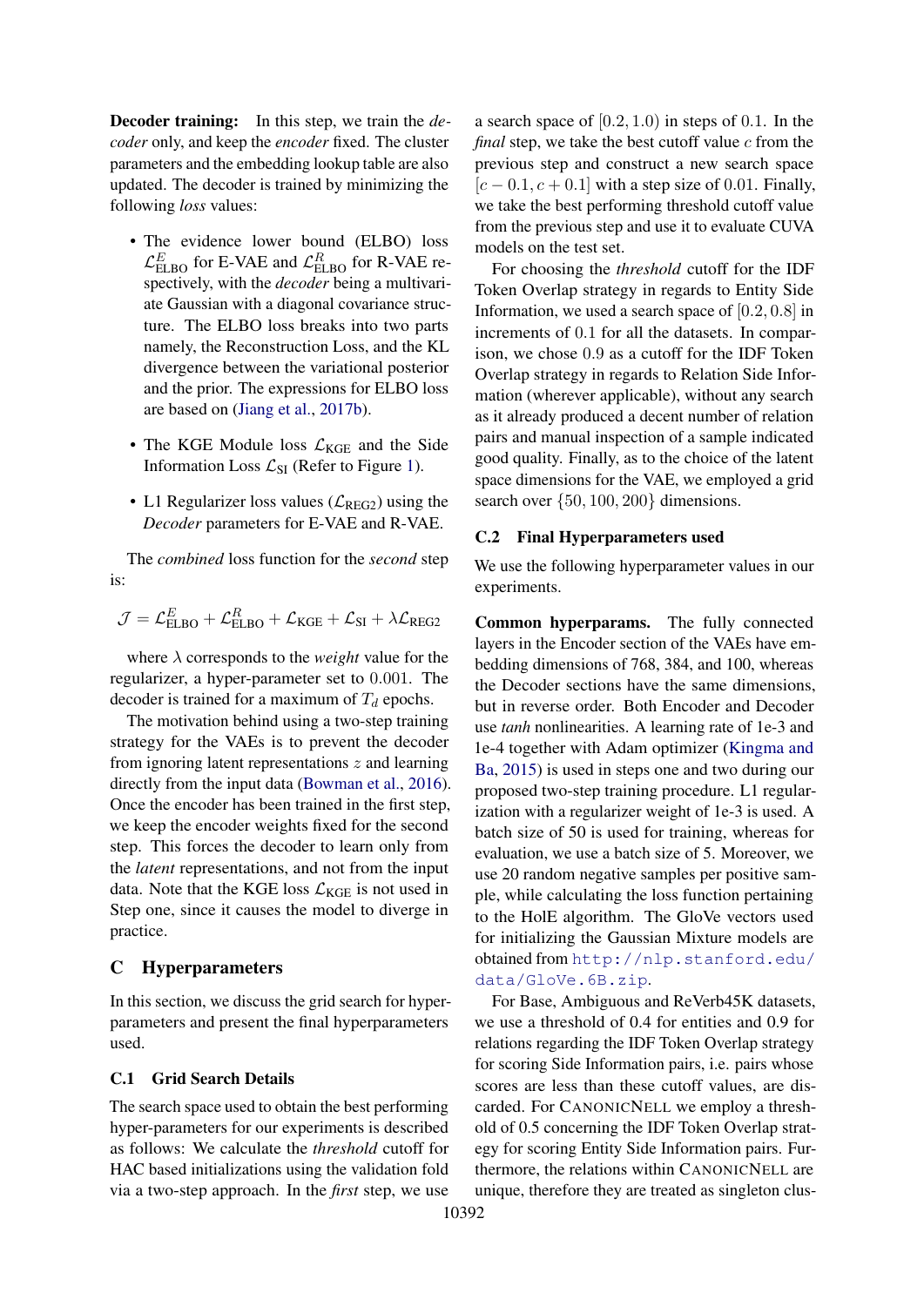**Decoder training:** In this step, we train the *decoder* only, and keep the *encoder* fixed. The cluster parameters and the embedding lookup table are also updated. The decoder is trained by minimizing the following *loss* values:

- The evidence lower bound (ELBO) loss $\mathcal{L}^E_{\text{ELBO}}$ for E-VAE and $\mathcal{L}^R_{\text{ELBO}}$ for R-VAE respectively, with the *decoder* being a multivariate Gaussian with a diagonal covariance structure. The ELBO loss breaks into two parts namely, the Reconstruction Loss, and the KL divergence between the variational posterior and the prior. The expressions for ELBO loss are based on (Jiang et al., 2017b).
- The KGE Module loss $\mathcal{L}_{\text{KGE}}$ and the Side Information Loss $\mathcal{L}_{\text{SI}}$ (Refer to Figure 1).
- L1 Regularizer loss values ($\mathcal{L}_{\text{REG2}}$) using the *Decoder* parameters for E-VAE and R-VAE.

The *combined* loss function for the *second* step is:

$$\mathcal{J} = \mathcal{L}^E_{\text{ELBO}} + \mathcal{L}^R_{\text{ELBO}} + \mathcal{L}_{\text{KGE}} + \mathcal{L}_{\text{SI}} + \lambda\mathcal{L}_{\text{REG2}}$$

where $\lambda$ corresponds to the *weight* value for the regularizer, a hyper-parameter set to $0.001$. The decoder is trained for a maximum of $T_d$ epochs.

The motivation behind using a two-step training strategy for the VAEs is to prevent the decoder from ignoring latent representations $z$ and learning directly from the input data (Bowman et al., 2016). Once the encoder has been trained in the first step, we keep the encoder weights fixed for the second step. This forces the decoder to learn only from the *latent* representations, and not from the input data. Note that the KGE loss $\mathcal{L}_{\text{KGE}}$ is not used in Step one, since it causes the model to diverge in practice.

## C Hyperparameters

In this section, we discuss the grid search for hyperparameters and present the final hyperparameters used.

### C.1 Grid Search Details

The search space used to obtain the best performing hyper-parameters for our experiments is described as follows: We calculate the *threshold* cutoff for HAC based initializations using the validation fold via a two-step approach. In the *first* step, we use a search space of $[0.2, 1.0)$ in steps of $0.1$. In the *final* step, we take the best cutoff value $c$ from the previous step and construct a new search space $[c - 0.1, c + 0.1]$ with a step size of $0.01$. Finally, we take the best performing threshold cutoff value from the previous step and use it to evaluate CUVA models on the test set.

For choosing the *threshold* cutoff for the IDF Token Overlap strategy in regards to Entity Side Information, we used a search space of $[0.2, 0.8]$ in increments of $0.1$ for all the datasets. In comparison, we chose $0.9$ as a cutoff for the IDF Token Overlap strategy in regards to Relation Side Information (wherever applicable), without any search as it already produced a decent number of relation pairs and manual inspection of a sample indicated good quality. Finally, as to the choice of the latent space dimensions for the VAE, we employed a grid search over $\{50, 100, 200\}$ dimensions.

### C.2 Final Hyperparameters used

We use the following hyperparameter values in our experiments.

**Common hyperparams.** The fully connected layers in the Encoder section of the VAEs have embedding dimensions of 768, 384, and 100, whereas the Decoder sections have the same dimensions, but in reverse order. Both Encoder and Decoder use *tanh* nonlinearities. A learning rate of 1e-3 and 1e-4 together with Adam optimizer (Kingma and Ba, 2015) is used in steps one and two during our proposed two-step training procedure. L1 regularization with a regularizer weight of 1e-3 is used. A batch size of 50 is used for training, whereas for evaluation, we use a batch size of 5. Moreover, we use 20 random negative samples per positive sample, while calculating the loss function pertaining to the HolE algorithm. The GloVe vectors used for initializing the Gaussian Mixture models are obtained from http://nlp.stanford.edu/data/GloVe.6B.zip.

For Base, Ambiguous and ReVerb45K datasets, we use a threshold of 0.4 for entities and 0.9 for relations regarding the IDF Token Overlap strategy for scoring Side Information pairs, i.e. pairs whose scores are less than these cutoff values, are discarded. For CANONICNELL we employ a threshold of 0.5 concerning the IDF Token Overlap strategy for scoring Entity Side Information pairs. Furthermore, the relations within CANONICNELL are unique, therefore they are treated as singleton clus-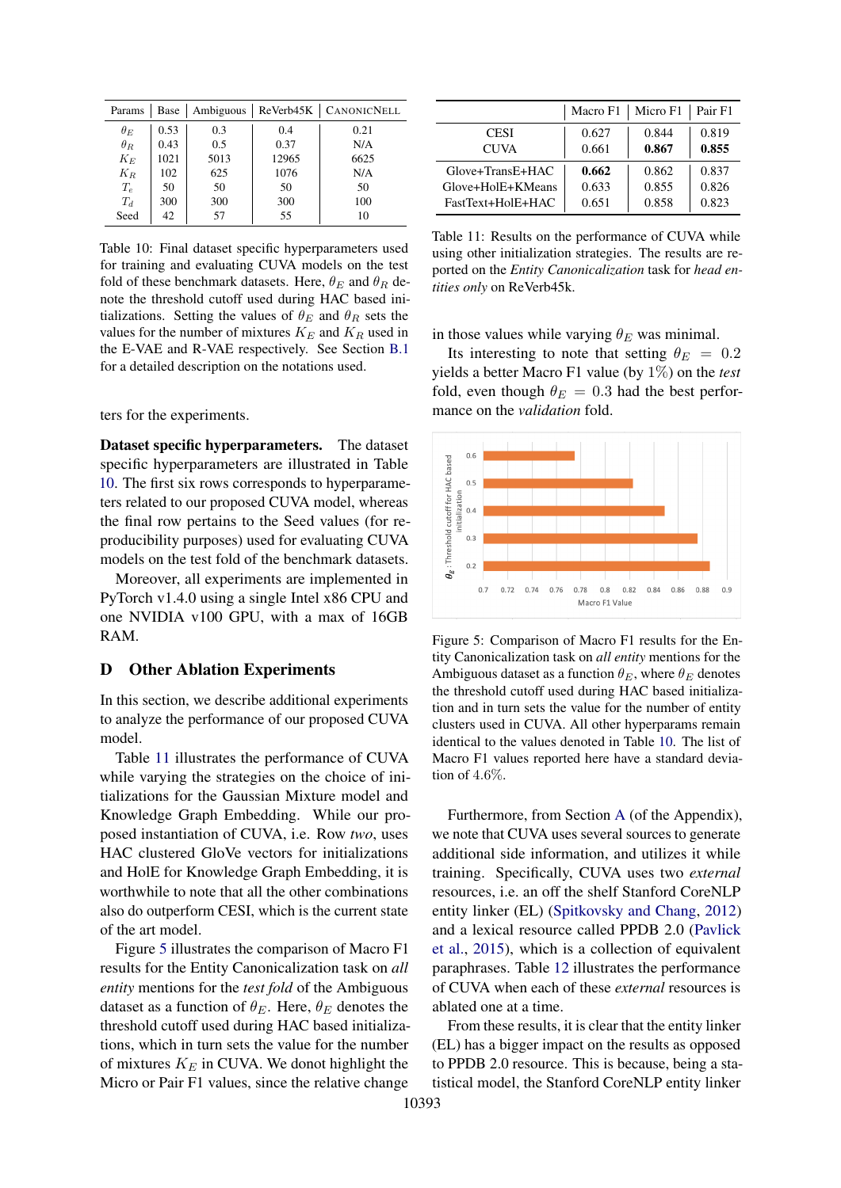| Params | Base | Ambiguous | ReVerb45K | CanonicNell |
|---|---|---|---|---|
| $\theta_E$ | 0.53 | 0.3 | 0.4 | 0.21 |
| $\theta_R$ | 0.43 | 0.5 | 0.37 | N/A |
| $K_E$ | 1021 | 5013 | 12965 | 6625 |
| $K_R$ | 102 | 625 | 1076 | N/A |
| $T_e$ | 50 | 50 | 50 | 50 |
| $T_d$ | 300 | 300 | 300 | 100 |
| Seed | 42 | 57 | 55 | 10 |

Table 10: Final dataset specific hyperparameters used for training and evaluating CUVA models on the test fold of these benchmark datasets. Here, $\theta_E$ and $\theta_R$ denote the threshold cutoff used during HAC based initializations. Setting the values of $\theta_E$ and $\theta_R$ sets the values for the number of mixtures $K_E$ and $K_R$ used in the E-VAE and R-VAE respectively. See Section B.1 for a detailed description on the notations used.

ters for the experiments.

**Dataset specific hyperparameters.** The dataset specific hyperparameters are illustrated in Table 10. The first six rows corresponds to hyperparameters related to our proposed CUVA model, whereas the final row pertains to the Seed values (for reproducibility purposes) used for evaluating CUVA models on the test fold of the benchmark datasets.

Moreover, all experiments are implemented in PyTorch v1.4.0 using a single Intel x86 CPU and one NVIDIA v100 GPU, with a max of 16GB RAM.

## D Other Ablation Experiments

In this section, we describe additional experiments to analyze the performance of our proposed CUVA model.

Table 11 illustrates the performance of CUVA while varying the strategies on the choice of initializations for the Gaussian Mixture model and Knowledge Graph Embedding. While our proposed instantiation of CUVA, i.e. Row *two*, uses HAC clustered GloVe vectors for initializations and HolE for Knowledge Graph Embedding, it is worthwhile to note that all the other combinations also do outperform CESI, which is the current state of the art model.

Figure 5 illustrates the comparison of Macro F1 results for the Entity Canonicalization task on *all entity* mentions for the *test fold* of the Ambiguous dataset as a function of $\theta_E$. Here, $\theta_E$ denotes the threshold cutoff used during HAC based initializations, which in turn sets the value for the number of mixtures $K_E$ in CUVA. We donot highlight the Micro or Pair F1 values, since the relative change

|  | Macro F1 | Micro F1 | Pair F1 |
|---|---|---|---|
| CESI | 0.627 | 0.844 | 0.819 |
| CUVA | 0.661 | **0.867** | **0.855** |
| Glove+TransE+HAC | **0.662** | 0.862 | 0.837 |
| Glove+HolE+KMeans | 0.633 | 0.855 | 0.826 |
| FastText+HolE+HAC | 0.651 | 0.858 | 0.823 |

Table 11: Results on the performance of CUVA while using other initialization strategies. The results are reported on the *Entity Canonicalization* task for *head entities only* on ReVerb45k.

in those values while varying $\theta_E$ was minimal.

Its interesting to note that setting $\theta_E = 0.2$ yields a better Macro F1 value (by 1%) on the *test* fold, even though $\theta_E = 0.3$ had the best performance on the *validation* fold.

Figure 5: Comparison of Macro F1 results for the Entity Canonicalization task on *all entity* mentions for the Ambiguous dataset as a function $\theta_E$, where $\theta_E$ denotes the threshold cutoff used during HAC based initialization and in turn sets the value for the number of entity clusters used in CUVA. All other hyperparams remain identical to the values denoted in Table 10. The list of Macro F1 values reported here have a standard deviation of 4.6%.

Furthermore, from Section A (of the Appendix), we note that CUVA uses several sources to generate additional side information, and utilizes it while training. Specifically, CUVA uses two *external* resources, i.e. an off the shelf Stanford CoreNLP entity linker (EL) (Spitkovsky and Chang, 2012) and a lexical resource called PPDB 2.0 (Pavlick et al., 2015), which is a collection of equivalent paraphrases. Table 12 illustrates the performance of CUVA when each of these *external* resources is ablated one at a time.

From these results, it is clear that the entity linker (EL) has a bigger impact on the results as opposed to PPDB 2.0 resource. This is because, being a statistical model, the Stanford CoreNLP entity linker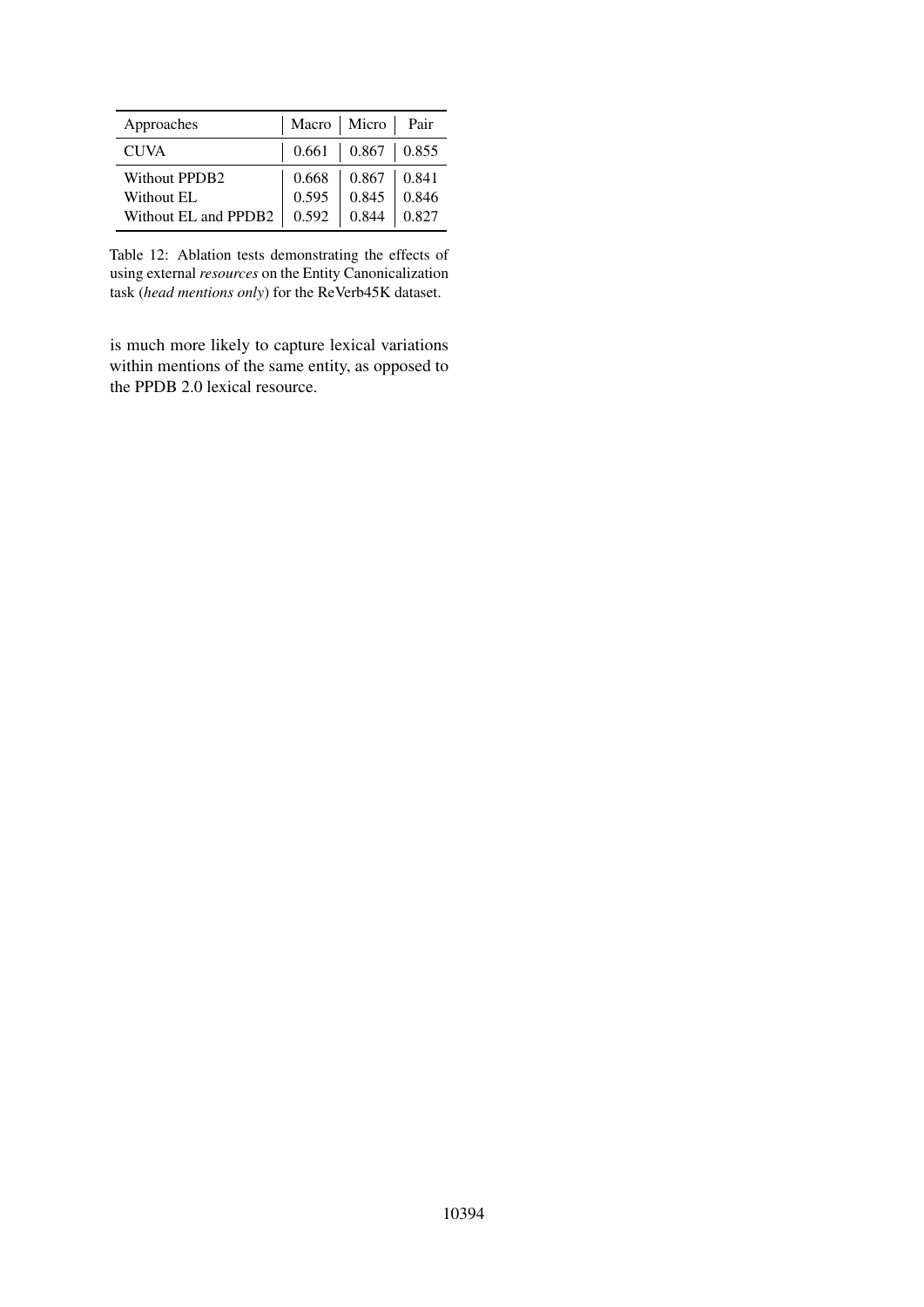| Approaches | Macro | Micro | Pair |
|---|---|---|---|
| CUVA | 0.661 | 0.867 | 0.855 |
| Without PPDB2 | 0.668 | 0.867 | 0.841 |
| Without EL | 0.595 | 0.845 | 0.846 |
| Without EL and PPDB2 | 0.592 | 0.844 | 0.827 |

Table 12: Ablation tests demonstrating the effects of using external *resources* on the Entity Canonicalization task (*head mentions only*) for the ReVerb45K dataset.

is much more likely to capture lexical variations within mentions of the same entity, as opposed to the PPDB 2.0 lexical resource.